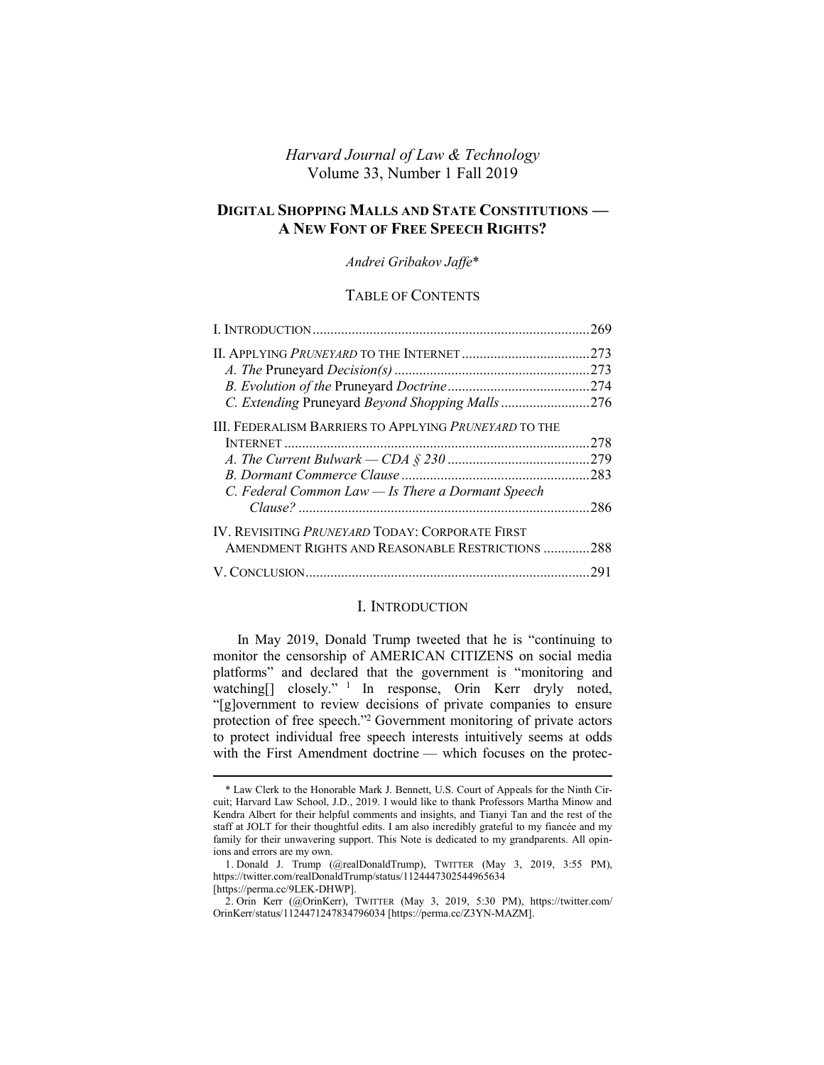*Harvard Journal of Law & Technology*
Volume 33, Number 1 Fall 2019

# DIGITAL SHOPPING MALLS AND STATE CONSTITUTIONS — A NEW FONT OF FREE SPEECH RIGHTS?

*Andrei Gribakov Jaffe\**

## TABLE OF CONTENTS

| | |
|---|---|
| I. INTRODUCTION | 269 |
| II. APPLYING *PRUNEYARD* TO THE INTERNET | 273 |
| *A. The* Pruneyard *Decision(s)* | 273 |
| *B. Evolution of the* Pruneyard *Doctrine* | 274 |
| *C. Extending* Pruneyard *Beyond Shopping Malls* | 276 |
| III. FEDERALISM BARRIERS TO APPLYING *PRUNEYARD* TO THE INTERNET | 278 |
| *A. The Current Bulwark — CDA § 230* | 279 |
| *B. Dormant Commerce Clause* | 283 |
| *C. Federal Common Law — Is There a Dormant Speech Clause?* | 286 |
| IV. REVISITING *PRUNEYARD* TODAY: CORPORATE FIRST AMENDMENT RIGHTS AND REASONABLE RESTRICTIONS | 288 |
| V. CONCLUSION | 291 |

## I. INTRODUCTION

In May 2019, Donald Trump tweeted that he is "continuing to monitor the censorship of AMERICAN CITIZENS on social media platforms" and declared that the government is "monitoring and watching[] closely." [1] In response, Orin Kerr dryly noted, "[g]overnment to review decisions of private companies to ensure protection of free speech."[2] Government monitoring of private actors to protect individual free speech interests intuitively seems at odds with the First Amendment doctrine — which focuses on the protec-

---

\* Law Clerk to the Honorable Mark J. Bennett, U.S. Court of Appeals for the Ninth Circuit; Harvard Law School, J.D., 2019. I would like to thank Professors Martha Minow and Kendra Albert for their helpful comments and insights, and Tianyi Tan and the rest of the staff at JOLT for their thoughtful edits. I am also incredibly grateful to my fiancée and my family for their unwavering support. This Note is dedicated to my grandparents. All opinions and errors are my own.

1. Donald J. Trump (@realDonaldTrump), TWITTER (May 3, 2019, 3:55 PM), https://twitter.com/realDonaldTrump/status/1124447302544965634 [https://perma.cc/9LEK-DHWP].

2. Orin Kerr (@OrinKerr), TWITTER (May 3, 2019, 5:30 PM), https://twitter.com/OrinKerr/status/1124471247834796034 [https://perma.cc/Z3YN-MAZM].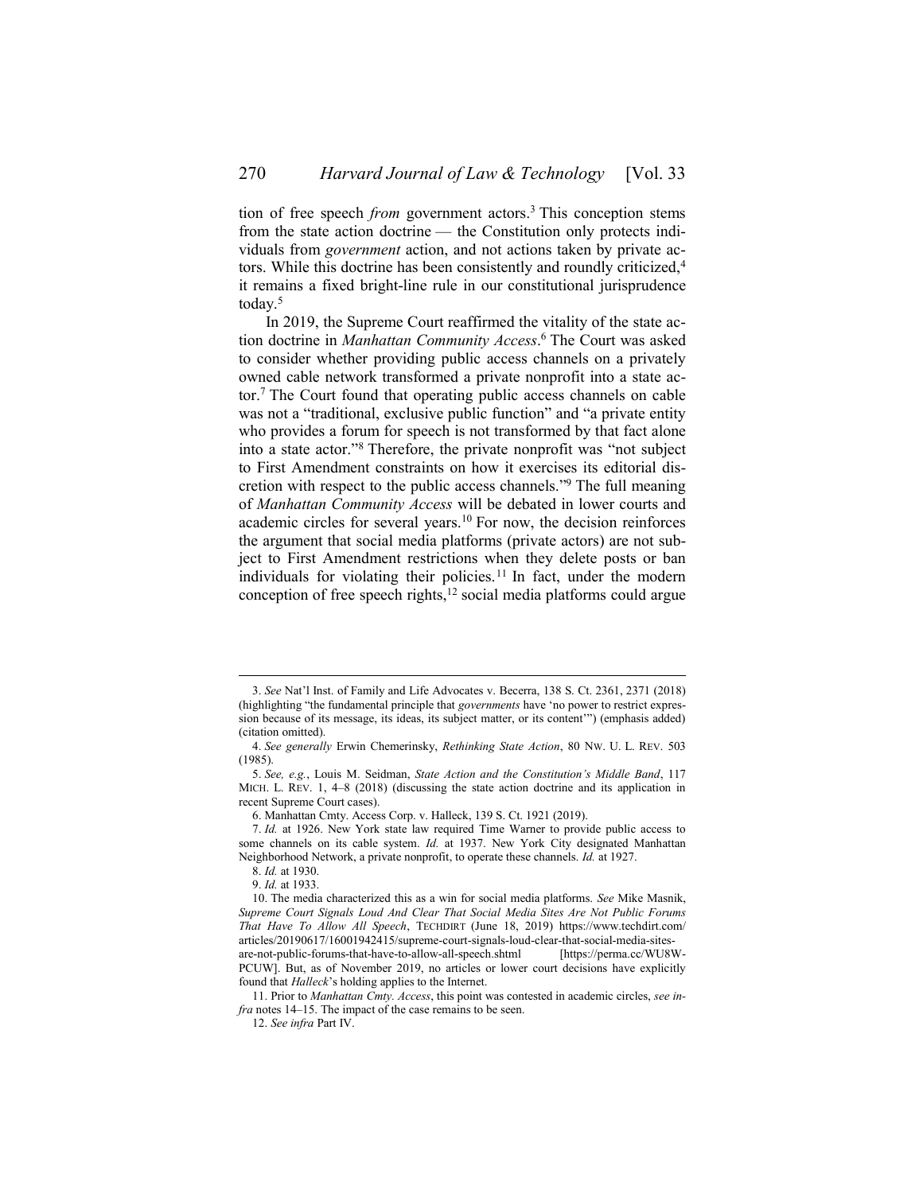tion of free speech *from* government actors.[3] This conception stems from the state action doctrine — the Constitution only protects individuals from *government* action, and not actions taken by private actors. While this doctrine has been consistently and roundly criticized,[4] it remains a fixed bright-line rule in our constitutional jurisprudence today.[5]

In 2019, the Supreme Court reaffirmed the vitality of the state action doctrine in *Manhattan Community Access*.[6] The Court was asked to consider whether providing public access channels on a privately owned cable network transformed a private nonprofit into a state actor.[7] The Court found that operating public access channels on cable was not a "traditional, exclusive public function" and "a private entity who provides a forum for speech is not transformed by that fact alone into a state actor."[8] Therefore, the private nonprofit was "not subject to First Amendment constraints on how it exercises its editorial discretion with respect to the public access channels."[9] The full meaning of *Manhattan Community Access* will be debated in lower courts and academic circles for several years.[10] For now, the decision reinforces the argument that social media platforms (private actors) are not subject to First Amendment restrictions when they delete posts or ban individuals for violating their policies.[11] In fact, under the modern conception of free speech rights,[12] social media platforms could argue

---

3. *See* Nat'l Inst. of Family and Life Advocates v. Becerra, 138 S. Ct. 2361, 2371 (2018) (highlighting "the fundamental principle that *governments* have 'no power to restrict expression because of its message, its ideas, its subject matter, or its content'") (emphasis added) (citation omitted).

4. *See generally* Erwin Chemerinsky, *Rethinking State Action*, 80 NW. U. L. REV. 503 (1985).

5. *See, e.g.*, Louis M. Seidman, *State Action and the Constitution's Middle Band*, 117 MICH. L. REV. 1, 4–8 (2018) (discussing the state action doctrine and its application in recent Supreme Court cases).

6. Manhattan Cmty. Access Corp. v. Halleck, 139 S. Ct. 1921 (2019).

7. *Id.* at 1926. New York state law required Time Warner to provide public access to some channels on its cable system. *Id.* at 1937. New York City designated Manhattan Neighborhood Network, a private nonprofit, to operate these channels. *Id.* at 1927.

8. *Id.* at 1930.

9. *Id.* at 1933.

10. The media characterized this as a win for social media platforms. *See* Mike Masnik, *Supreme Court Signals Loud And Clear That Social Media Sites Are Not Public Forums That Have To Allow All Speech*, TECHDIRT (June 18, 2019) https://www.techdirt.com/articles/20190617/16001942415/supreme-court-signals-loud-clear-that-social-media-sites-are-not-public-forums-that-have-to-allow-all-speech.shtml [https://perma.cc/WU8W-PCUW]. But, as of November 2019, no articles or lower court decisions have explicitly found that *Halleck*'s holding applies to the Internet.

11. Prior to *Manhattan Cmty. Access*, this point was contested in academic circles, *see infra* notes 14–15. The impact of the case remains to be seen.

12. *See infra* Part IV.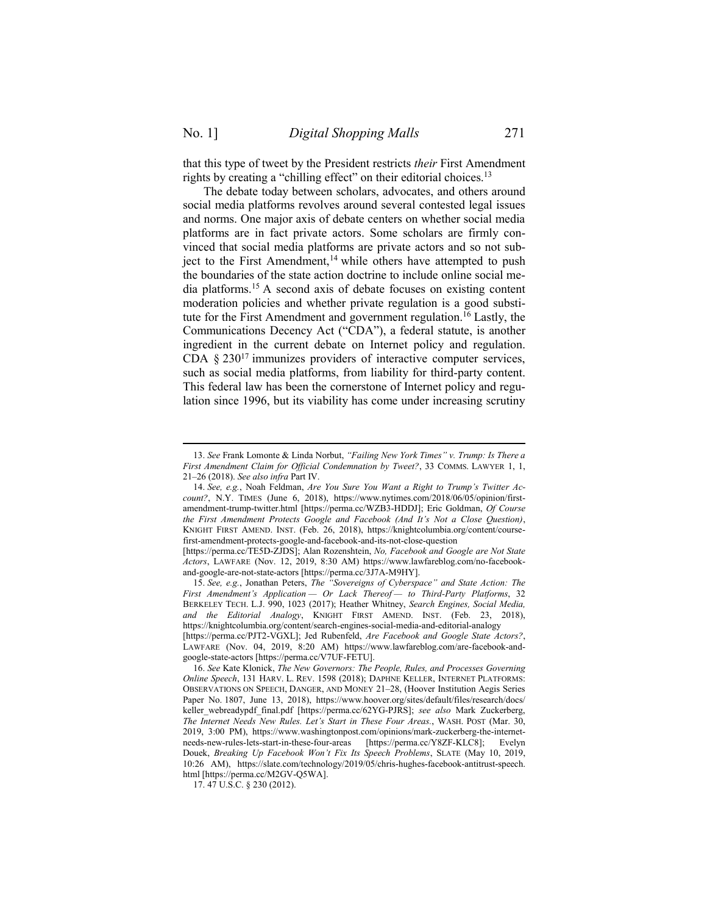that this type of tweet by the President restricts *their* First Amendment rights by creating a "chilling effect" on their editorial choices.[13]

The debate today between scholars, advocates, and others around social media platforms revolves around several contested legal issues and norms. One major axis of debate centers on whether social media platforms are in fact private actors. Some scholars are firmly convinced that social media platforms are private actors and so not subject to the First Amendment,[14] while others have attempted to push the boundaries of the state action doctrine to include online social media platforms.[15] A second axis of debate focuses on existing content moderation policies and whether private regulation is a good substitute for the First Amendment and government regulation.[16] Lastly, the Communications Decency Act ("CDA"), a federal statute, is another ingredient in the current debate on Internet policy and regulation. CDA § 230[17] immunizes providers of interactive computer services, such as social media platforms, from liability for third-party content. This federal law has been the cornerstone of Internet policy and regulation since 1996, but its viability has come under increasing scrutiny

---

13. *See* Frank Lomonte & Linda Norbut, *"Failing New York Times" v. Trump: Is There a First Amendment Claim for Official Condemnation by Tweet?*, 33 COMMS. LAWYER 1, 1, 21–26 (2018). *See also infra* Part IV.

14. *See, e.g.*, Noah Feldman, *Are You Sure You Want a Right to Trump's Twitter Account?*, N.Y. TIMES (June 6, 2018), https://www.nytimes.com/2018/06/05/opinion/first-amendment-trump-twitter.html [https://perma.cc/WZB3-HDDJ]; Eric Goldman, *Of Course the First Amendment Protects Google and Facebook (And It's Not a Close Question)*, KNIGHT FIRST AMEND. INST. (Feb. 26, 2018), https://knightcolumbia.org/content/course-first-amendment-protects-google-and-facebook-and-its-not-close-question [https://perma.cc/TE5D-ZJDS]; Alan Rozenshtein, *No, Facebook and Google are Not State Actors*, LAWFARE (Nov. 12, 2019, 8:30 AM) https://www.lawfareblog.com/no-facebook-and-google-are-not-state-actors [https://perma.cc/3J7A-M9HY].

15. *See, e.g.*, Jonathan Peters, *The "Sovereigns of Cyberspace" and State Action: The First Amendment's Application — Or Lack Thereof — to Third-Party Platforms*, 32 BERKELEY TECH. L.J. 990, 1023 (2017); Heather Whitney, *Search Engines, Social Media, and the Editorial Analogy*, KNIGHT FIRST AMEND. INST. (Feb. 23, 2018), https://knightcolumbia.org/content/search-engines-social-media-and-editorial-analogy [https://perma.cc/PJT2-VGXL]; Jed Rubenfeld, *Are Facebook and Google State Actors?*, LAWFARE (Nov. 04, 2019, 8:20 AM) https://www.lawfareblog.com/are-facebook-and-google-state-actors [https://perma.cc/V7UF-FETU].

16. *See* Kate Klonick, *The New Governors: The People, Rules, and Processes Governing Online Speech*, 131 HARV. L. REV. 1598 (2018); DAPHNE KELLER, INTERNET PLATFORMS: OBSERVATIONS ON SPEECH, DANGER, AND MONEY 21–28, (Hoover Institution Aegis Series Paper No. 1807, June 13, 2018), https://www.hoover.org/sites/default/files/research/docs/keller_webreadypdf_final.pdf [https://perma.cc/62YG-PJRS]; *see also* Mark Zuckerberg, *The Internet Needs New Rules. Let's Start in These Four Areas.*, WASH. POST (Mar. 30, 2019, 3:00 PM), https://www.washingtonpost.com/opinions/mark-zuckerberg-the-internet-needs-new-rules-lets-start-in-these-four-areas [https://perma.cc/Y8ZF-KLC8]; Evelyn Douek, *Breaking Up Facebook Won't Fix Its Speech Problems*, SLATE (May 10, 2019, 10:26 AM), https://slate.com/technology/2019/05/chris-hughes-facebook-antitrust-speech.html [https://perma.cc/M2GV-Q5WA].

17. 47 U.S.C. § 230 (2012).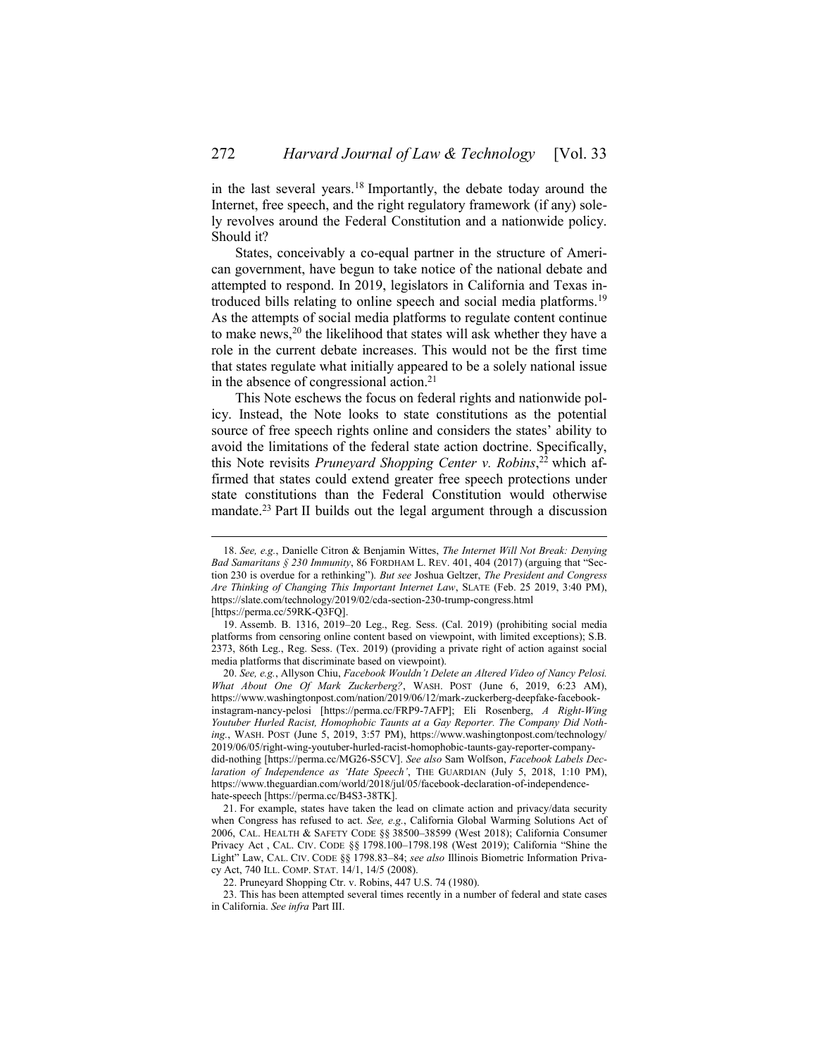in the last several years.[18] Importantly, the debate today around the Internet, free speech, and the right regulatory framework (if any) solely revolves around the Federal Constitution and a nationwide policy. Should it?

States, conceivably a co-equal partner in the structure of American government, have begun to take notice of the national debate and attempted to respond. In 2019, legislators in California and Texas introduced bills relating to online speech and social media platforms.[19] As the attempts of social media platforms to regulate content continue to make news,[20] the likelihood that states will ask whether they have a role in the current debate increases. This would not be the first time that states regulate what initially appeared to be a solely national issue in the absence of congressional action.[21]

This Note eschews the focus on federal rights and nationwide policy. Instead, the Note looks to state constitutions as the potential source of free speech rights online and considers the states' ability to avoid the limitations of the federal state action doctrine. Specifically, this Note revisits *Pruneyard Shopping Center v. Robins*,[22] which affirmed that states could extend greater free speech protections under state constitutions than the Federal Constitution would otherwise mandate.[23] Part II builds out the legal argument through a discussion

---

18. *See, e.g.*, Danielle Citron & Benjamin Wittes, *The Internet Will Not Break: Denying Bad Samaritans § 230 Immunity*, 86 FORDHAM L. REV. 401, 404 (2017) (arguing that "Section 230 is overdue for a rethinking"). *But see* Joshua Geltzer, *The President and Congress Are Thinking of Changing This Important Internet Law*, SLATE (Feb. 25 2019, 3:40 PM), https://slate.com/technology/2019/02/cda-section-230-trump-congress.html [https://perma.cc/59RK-Q3FQ].

19. Assemb. B. 1316, 2019–20 Leg., Reg. Sess. (Cal. 2019) (prohibiting social media platforms from censoring online content based on viewpoint, with limited exceptions); S.B. 2373, 86th Leg., Reg. Sess. (Tex. 2019) (providing a private right of action against social media platforms that discriminate based on viewpoint).

20. *See, e.g.*, Allyson Chiu, *Facebook Wouldn't Delete an Altered Video of Nancy Pelosi. What About One Of Mark Zuckerberg?*, WASH. POST (June 6, 2019, 6:23 AM), https://www.washingtonpost.com/nation/2019/06/12/mark-zuckerberg-deepfake-facebook-instagram-nancy-pelosi [https://perma.cc/FRP9-7AFP]; Eli Rosenberg, *A Right-Wing Youtuber Hurled Racist, Homophobic Taunts at a Gay Reporter. The Company Did Nothing.*, WASH. POST (June 5, 2019, 3:57 PM), https://www.washingtonpost.com/technology/2019/06/05/right-wing-youtuber-hurled-racist-homophobic-taunts-gay-reporter-company-did-nothing [https://perma.cc/MG26-S5CV]. *See also* Sam Wolfson, *Facebook Labels Declaration of Independence as 'Hate Speech'*, THE GUARDIAN (July 5, 2018, 1:10 PM), https://www.theguardian.com/world/2018/jul/05/facebook-declaration-of-independence-hate-speech [https://perma.cc/B4S3-38TK].

21. For example, states have taken the lead on climate action and privacy/data security when Congress has refused to act. *See, e.g.*, California Global Warming Solutions Act of 2006, CAL. HEALTH & SAFETY CODE §§ 38500–38599 (West 2018); California Consumer Privacy Act , CAL. CIV. CODE §§ 1798.100–1798.198 (West 2019); California "Shine the Light" Law, CAL. CIV. CODE §§ 1798.83–84; *see also* Illinois Biometric Information Privacy Act, 740 ILL. COMP. STAT. 14/1, 14/5 (2008).

22. Pruneyard Shopping Ctr. v. Robins, 447 U.S. 74 (1980).

23. This has been attempted several times recently in a number of federal and state cases in California. *See infra* Part III.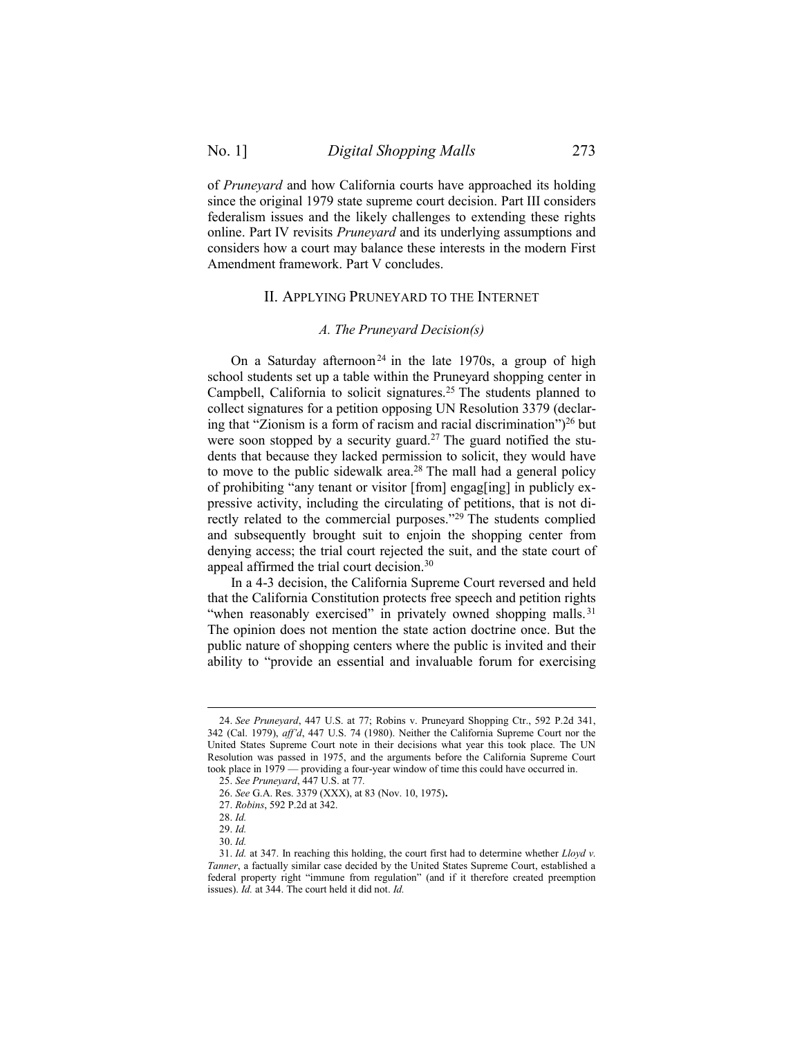of *Pruneyard* and how California courts have approached its holding since the original 1979 state supreme court decision. Part III considers federalism issues and the likely challenges to extending these rights online. Part IV revisits *Pruneyard* and its underlying assumptions and considers how a court may balance these interests in the modern First Amendment framework. Part V concludes.

## II. APPLYING PRUNEYARD TO THE INTERNET

### *A. The Pruneyard Decision(s)*

On a Saturday afternoon[24] in the late 1970s, a group of high school students set up a table within the Pruneyard shopping center in Campbell, California to solicit signatures.[25] The students planned to collect signatures for a petition opposing UN Resolution 3379 (declaring that "Zionism is a form of racism and racial discrimination")[26] but were soon stopped by a security guard.[27] The guard notified the students that because they lacked permission to solicit, they would have to move to the public sidewalk area.[28] The mall had a general policy of prohibiting "any tenant or visitor [from] engag[ing] in publicly expressive activity, including the circulating of petitions, that is not directly related to the commercial purposes."[29] The students complied and subsequently brought suit to enjoin the shopping center from denying access; the trial court rejected the suit, and the state court of appeal affirmed the trial court decision.[30]

In a 4-3 decision, the California Supreme Court reversed and held that the California Constitution protects free speech and petition rights "when reasonably exercised" in privately owned shopping malls.[31] The opinion does not mention the state action doctrine once. But the public nature of shopping centers where the public is invited and their ability to "provide an essential and invaluable forum for exercising

---

24. *See Pruneyard*, 447 U.S. at 77; Robins v. Pruneyard Shopping Ctr., 592 P.2d 341, 342 (Cal. 1979), *aff'd*, 447 U.S. 74 (1980). Neither the California Supreme Court nor the United States Supreme Court note in their decisions what year this took place. The UN Resolution was passed in 1975, and the arguments before the California Supreme Court took place in 1979 — providing a four-year window of time this could have occurred in.

25. *See Pruneyard*, 447 U.S. at 77.

26. *See* G.A. Res. 3379 (XXX), at 83 (Nov. 10, 1975).

27. *Robins*, 592 P.2d at 342.

28. *Id.*

29. *Id.*

30. *Id.*

31. *Id.* at 347. In reaching this holding, the court first had to determine whether *Lloyd v. Tanner*, a factually similar case decided by the United States Supreme Court, established a federal property right "immune from regulation" (and if it therefore created preemption issues). *Id.* at 344. The court held it did not. *Id.*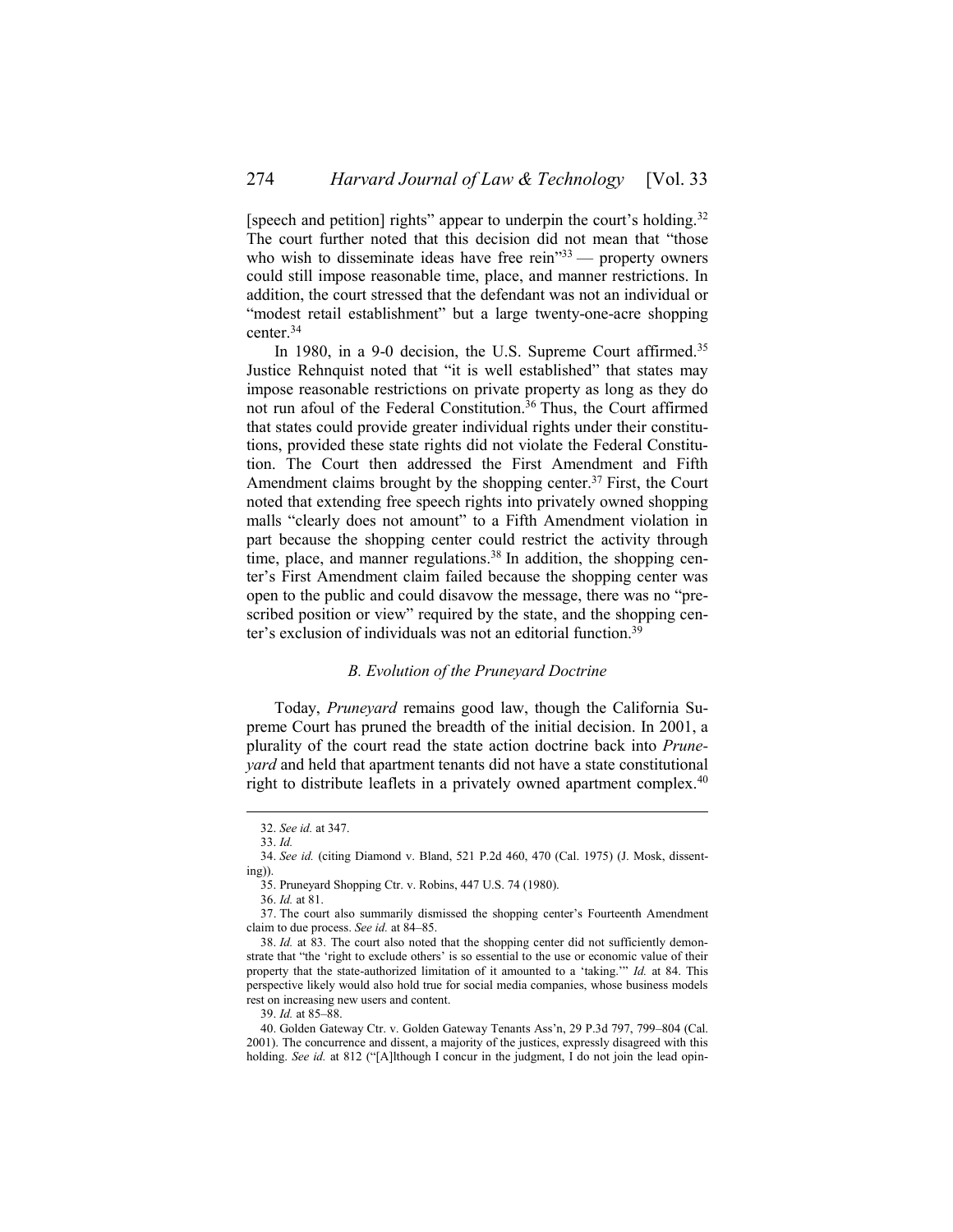[speech and petition] rights" appear to underpin the court's holding.[32] The court further noted that this decision did not mean that "those who wish to disseminate ideas have free rein"[33] — property owners could still impose reasonable time, place, and manner restrictions. In addition, the court stressed that the defendant was not an individual or "modest retail establishment" but a large twenty-one-acre shopping center.[34]

In 1980, in a 9-0 decision, the U.S. Supreme Court affirmed.[35] Justice Rehnquist noted that "it is well established" that states may impose reasonable restrictions on private property as long as they do not run afoul of the Federal Constitution.[36] Thus, the Court affirmed that states could provide greater individual rights under their constitutions, provided these state rights did not violate the Federal Constitution. The Court then addressed the First Amendment and Fifth Amendment claims brought by the shopping center.[37] First, the Court noted that extending free speech rights into privately owned shopping malls "clearly does not amount" to a Fifth Amendment violation in part because the shopping center could restrict the activity through time, place, and manner regulations.[38] In addition, the shopping center's First Amendment claim failed because the shopping center was open to the public and could disavow the message, there was no "prescribed position or view" required by the state, and the shopping center's exclusion of individuals was not an editorial function.[39]

### *B. Evolution of the Pruneyard Doctrine*

Today, *Pruneyard* remains good law, though the California Supreme Court has pruned the breadth of the initial decision. In 2001, a plurality of the court read the state action doctrine back into *Pruneyard* and held that apartment tenants did not have a state constitutional right to distribute leaflets in a privately owned apartment complex.[40]

---

32. *See id.* at 347.

33. *Id.*

34. *See id.* (citing Diamond v. Bland, 521 P.2d 460, 470 (Cal. 1975) (J. Mosk, dissenting)).

35. Pruneyard Shopping Ctr. v. Robins, 447 U.S. 74 (1980).

36. *Id.* at 81.

37. The court also summarily dismissed the shopping center's Fourteenth Amendment claim to due process. *See id.* at 84–85.

38. *Id.* at 83. The court also noted that the shopping center did not sufficiently demonstrate that "the 'right to exclude others' is so essential to the use or economic value of their property that the state-authorized limitation of it amounted to a 'taking.'" *Id.* at 84. This perspective likely would also hold true for social media companies, whose business models rest on increasing new users and content.

39. *Id.* at 85–88.

40. Golden Gateway Ctr. v. Golden Gateway Tenants Ass'n, 29 P.3d 797, 799–804 (Cal. 2001). The concurrence and dissent, a majority of the justices, expressly disagreed with this holding. *See id.* at 812 ("[A]lthough I concur in the judgment, I do not join the lead opin-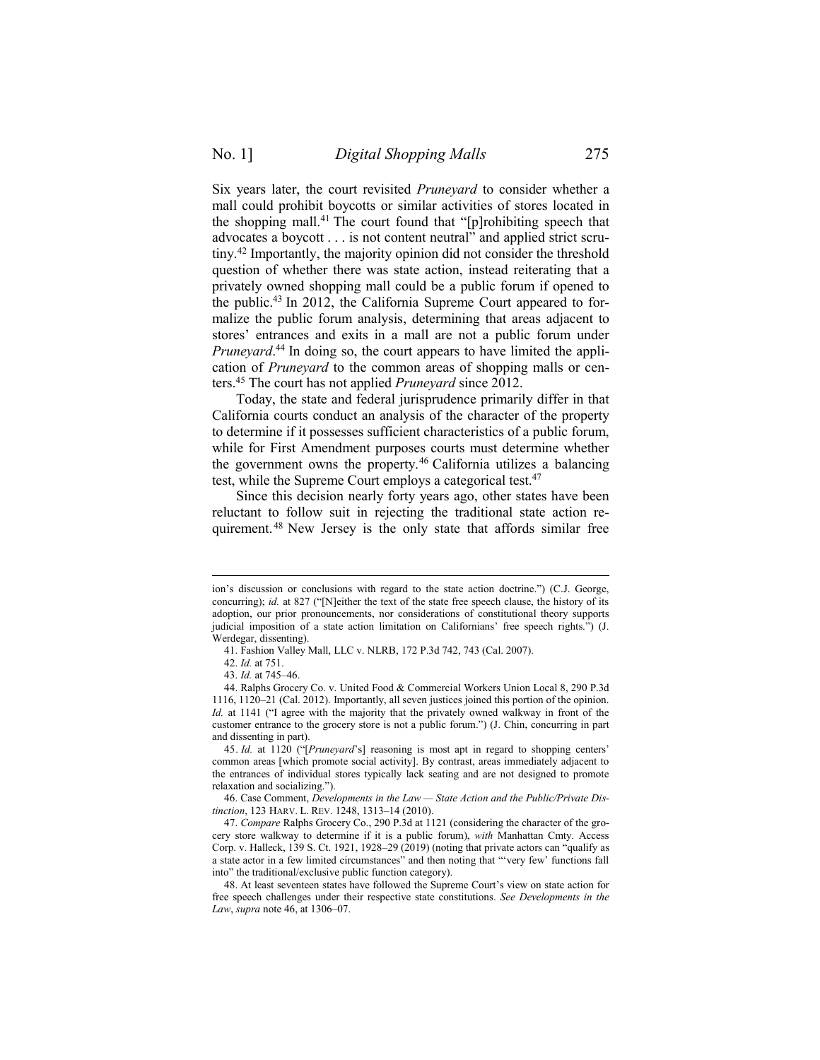Six years later, the court revisited *Pruneyard* to consider whether a mall could prohibit boycotts or similar activities of stores located in the shopping mall.[41] The court found that "[p]rohibiting speech that advocates a boycott . . . is not content neutral" and applied strict scrutiny.[42] Importantly, the majority opinion did not consider the threshold question of whether there was state action, instead reiterating that a privately owned shopping mall could be a public forum if opened to the public.[43] In 2012, the California Supreme Court appeared to formalize the public forum analysis, determining that areas adjacent to stores' entrances and exits in a mall are not a public forum under *Pruneyard*.[44] In doing so, the court appears to have limited the application of *Pruneyard* to the common areas of shopping malls or centers.[45] The court has not applied *Pruneyard* since 2012.

Today, the state and federal jurisprudence primarily differ in that California courts conduct an analysis of the character of the property to determine if it possesses sufficient characteristics of a public forum, while for First Amendment purposes courts must determine whether the government owns the property.[46] California utilizes a balancing test, while the Supreme Court employs a categorical test.[47]

Since this decision nearly forty years ago, other states have been reluctant to follow suit in rejecting the traditional state action requirement.[48] New Jersey is the only state that affords similar free

---

ion's discussion or conclusions with regard to the state action doctrine.") (C.J. George, concurring); *id.* at 827 ("[N]either the text of the state free speech clause, the history of its adoption, our prior pronouncements, nor considerations of constitutional theory supports judicial imposition of a state action limitation on Californians' free speech rights.") (J. Werdegar, dissenting).

41. Fashion Valley Mall, LLC v. NLRB, 172 P.3d 742, 743 (Cal. 2007).

42. *Id.* at 751.

43. *Id.* at 745–46.

44. Ralphs Grocery Co. v. United Food & Commercial Workers Union Local 8, 290 P.3d 1116, 1120–21 (Cal. 2012). Importantly, all seven justices joined this portion of the opinion. *Id.* at 1141 ("I agree with the majority that the privately owned walkway in front of the customer entrance to the grocery store is not a public forum.") (J. Chin, concurring in part and dissenting in part).

45. *Id.* at 1120 ("[*Pruneyard*'s] reasoning is most apt in regard to shopping centers' common areas [which promote social activity]. By contrast, areas immediately adjacent to the entrances of individual stores typically lack seating and are not designed to promote relaxation and socializing.").

46. Case Comment, *Developments in the Law — State Action and the Public/Private Distinction*, 123 HARV. L. REV. 1248, 1313–14 (2010).

47. *Compare* Ralphs Grocery Co., 290 P.3d at 1121 (considering the character of the grocery store walkway to determine if it is a public forum), *with* Manhattan Cmty. Access Corp. v. Halleck, 139 S. Ct. 1921, 1928–29 (2019) (noting that private actors can "qualify as a state actor in a few limited circumstances" and then noting that "'very few' functions fall into" the traditional/exclusive public function category).

48. At least seventeen states have followed the Supreme Court's view on state action for free speech challenges under their respective state constitutions. *See Developments in the Law*, *supra* note 46, at 1306–07.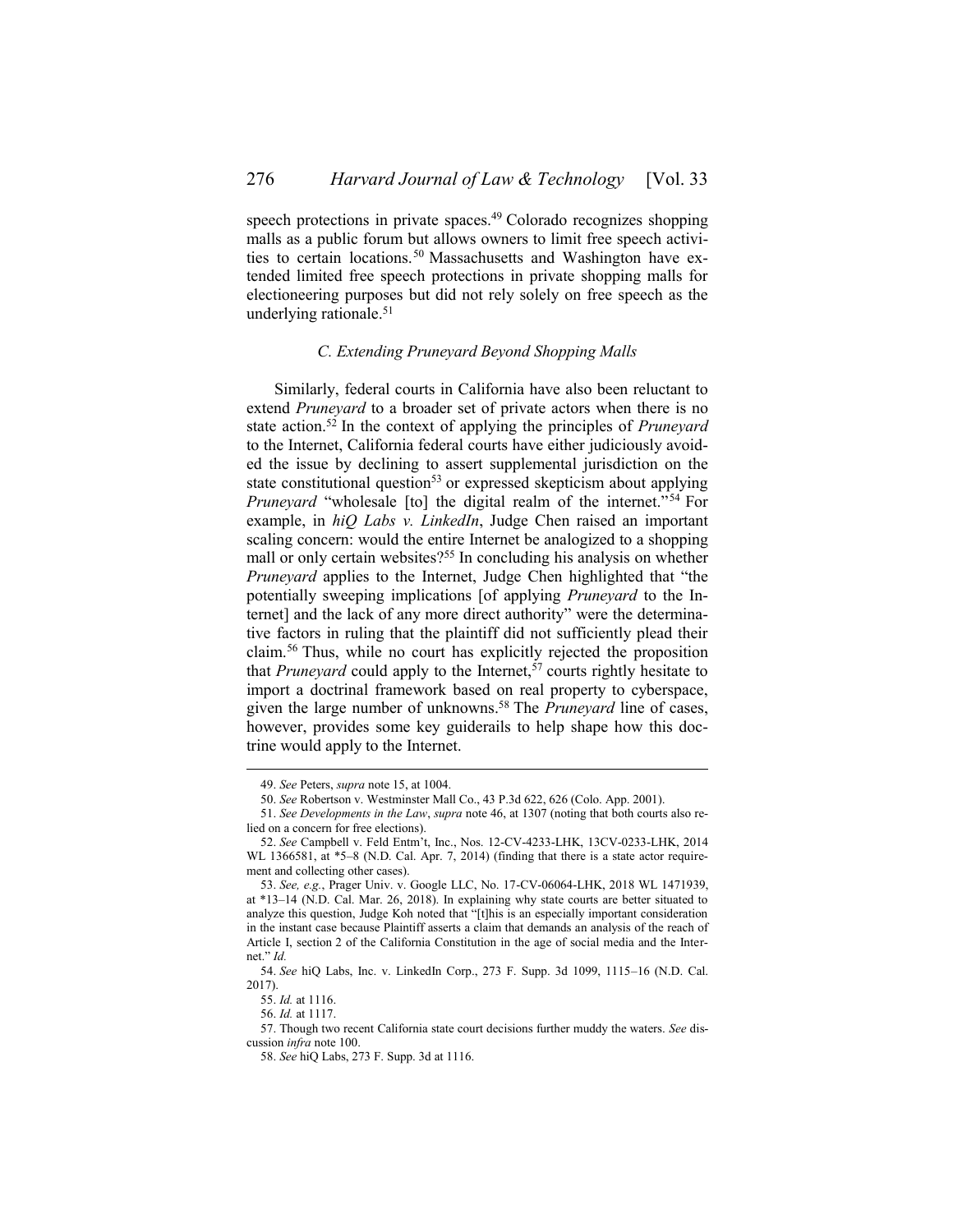speech protections in private spaces.[49] Colorado recognizes shopping malls as a public forum but allows owners to limit free speech activities to certain locations.[50] Massachusetts and Washington have extended limited free speech protections in private shopping malls for electioneering purposes but did not rely solely on free speech as the underlying rationale.[51]

### *C. Extending Pruneyard Beyond Shopping Malls*

Similarly, federal courts in California have also been reluctant to extend *Pruneyard* to a broader set of private actors when there is no state action.[52] In the context of applying the principles of *Pruneyard* to the Internet, California federal courts have either judiciously avoided the issue by declining to assert supplemental jurisdiction on the state constitutional question[53] or expressed skepticism about applying *Pruneyard* "wholesale [to] the digital realm of the internet."[54] For example, in *hiQ Labs v. LinkedIn*, Judge Chen raised an important scaling concern: would the entire Internet be analogized to a shopping mall or only certain websites?[55] In concluding his analysis on whether *Pruneyard* applies to the Internet, Judge Chen highlighted that "the potentially sweeping implications [of applying *Pruneyard* to the Internet] and the lack of any more direct authority" were the determinative factors in ruling that the plaintiff did not sufficiently plead their claim.[56] Thus, while no court has explicitly rejected the proposition that *Pruneyard* could apply to the Internet,[57] courts rightly hesitate to import a doctrinal framework based on real property to cyberspace, given the large number of unknowns.[58] The *Pruneyard* line of cases, however, provides some key guiderails to help shape how this doctrine would apply to the Internet.

---

49. *See* Peters, *supra* note 15, at 1004.

50. *See* Robertson v. Westminster Mall Co., 43 P.3d 622, 626 (Colo. App. 2001).

51. *See Developments in the Law*, *supra* note 46, at 1307 (noting that both courts also relied on a concern for free elections).

52. *See* Campbell v. Feld Entm't, Inc., Nos. 12-CV-4233-LHK, 13CV-0233-LHK, 2014 WL 1366581, at *5–8 (N.D. Cal. Apr. 7, 2014) (finding that there is a state actor requirement and collecting other cases).

53. *See, e.g.*, Prager Univ. v. Google LLC, No. 17-CV-06064-LHK, 2018 WL 1471939, at *13–14 (N.D. Cal. Mar. 26, 2018). In explaining why state courts are better situated to analyze this question, Judge Koh noted that "[t]his is an especially important consideration in the instant case because Plaintiff asserts a claim that demands an analysis of the reach of Article I, section 2 of the California Constitution in the age of social media and the Internet." *Id.*

54. *See* hiQ Labs, Inc. v. LinkedIn Corp., 273 F. Supp. 3d 1099, 1115–16 (N.D. Cal. 2017).

55. *Id.* at 1116.

56. *Id.* at 1117.

57. Though two recent California state court decisions further muddy the waters. *See* discussion *infra* note 100.

58. *See* hiQ Labs, 273 F. Supp. 3d at 1116.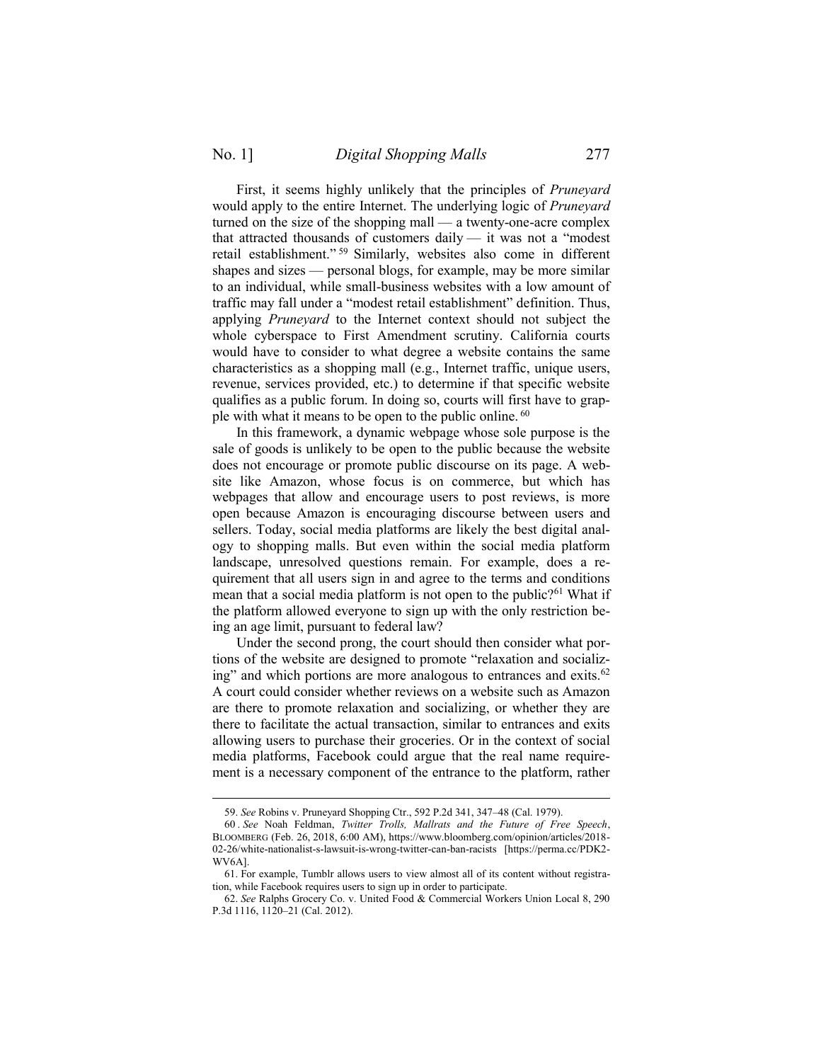First, it seems highly unlikely that the principles of *Pruneyard* would apply to the entire Internet. The underlying logic of *Pruneyard* turned on the size of the shopping mall — a twenty-one-acre complex that attracted thousands of customers daily — it was not a "modest retail establishment."[59] Similarly, websites also come in different shapes and sizes — personal blogs, for example, may be more similar to an individual, while small-business websites with a low amount of traffic may fall under a "modest retail establishment" definition. Thus, applying *Pruneyard* to the Internet context should not subject the whole cyberspace to First Amendment scrutiny. California courts would have to consider to what degree a website contains the same characteristics as a shopping mall (e.g., Internet traffic, unique users, revenue, services provided, etc.) to determine if that specific website qualifies as a public forum. In doing so, courts will first have to grapple with what it means to be open to the public online.[60]

In this framework, a dynamic webpage whose sole purpose is the sale of goods is unlikely to be open to the public because the website does not encourage or promote public discourse on its page. A website like Amazon, whose focus is on commerce, but which has webpages that allow and encourage users to post reviews, is more open because Amazon is encouraging discourse between users and sellers. Today, social media platforms are likely the best digital analogy to shopping malls. But even within the social media platform landscape, unresolved questions remain. For example, does a requirement that all users sign in and agree to the terms and conditions mean that a social media platform is not open to the public?[61] What if the platform allowed everyone to sign up with the only restriction being an age limit, pursuant to federal law?

Under the second prong, the court should then consider what portions of the website are designed to promote "relaxation and socializing" and which portions are more analogous to entrances and exits.[62] A court could consider whether reviews on a website such as Amazon are there to promote relaxation and socializing, or whether they are there to facilitate the actual transaction, similar to entrances and exits allowing users to purchase their groceries. Or in the context of social media platforms, Facebook could argue that the real name requirement is a necessary component of the entrance to the platform, rather

---

59. *See* Robins v. Pruneyard Shopping Ctr., 592 P.2d 341, 347–48 (Cal. 1979).

60. *See* Noah Feldman, *Twitter Trolls, Mallrats and the Future of Free Speech*, BLOOMBERG (Feb. 26, 2018, 6:00 AM), https://www.bloomberg.com/opinion/articles/2018-02-26/white-nationalist-s-lawsuit-is-wrong-twitter-can-ban-racists [https://perma.cc/PDK2-WV6A].

61. For example, Tumblr allows users to view almost all of its content without registration, while Facebook requires users to sign up in order to participate.

62. *See* Ralphs Grocery Co. v. United Food & Commercial Workers Union Local 8, 290 P.3d 1116, 1120–21 (Cal. 2012).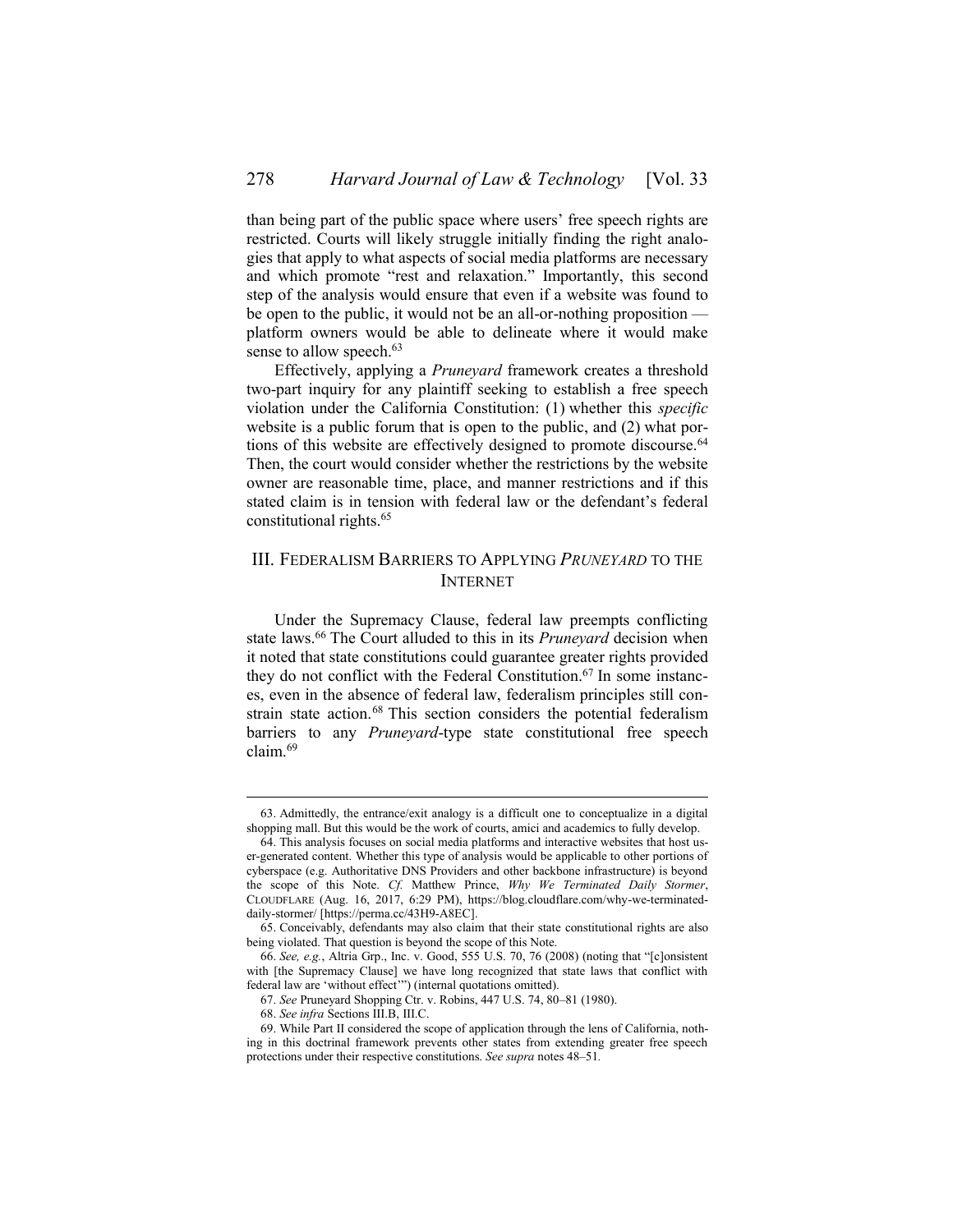than being part of the public space where users' free speech rights are restricted. Courts will likely struggle initially finding the right analogies that apply to what aspects of social media platforms are necessary and which promote "rest and relaxation." Importantly, this second step of the analysis would ensure that even if a website was found to be open to the public, it would not be an all-or-nothing proposition — platform owners would be able to delineate where it would make sense to allow speech.[63]

Effectively, applying a *Pruneyard* framework creates a threshold two-part inquiry for any plaintiff seeking to establish a free speech violation under the California Constitution: (1) whether this *specific* website is a public forum that is open to the public, and (2) what portions of this website are effectively designed to promote discourse.[64] Then, the court would consider whether the restrictions by the website owner are reasonable time, place, and manner restrictions and if this stated claim is in tension with federal law or the defendant's federal constitutional rights.[65]

## III. Federalism Barriers to Applying *Pruneyard* to the Internet

Under the Supremacy Clause, federal law preempts conflicting state laws.[66] The Court alluded to this in its *Pruneyard* decision when it noted that state constitutions could guarantee greater rights provided they do not conflict with the Federal Constitution.[67] In some instances, even in the absence of federal law, federalism principles still constrain state action.[68] This section considers the potential federalism barriers to any *Pruneyard*-type state constitutional free speech claim.[69]

---

63. Admittedly, the entrance/exit analogy is a difficult one to conceptualize in a digital shopping mall. But this would be the work of courts, amici and academics to fully develop.

64. This analysis focuses on social media platforms and interactive websites that host user-generated content. Whether this type of analysis would be applicable to other portions of cyberspace (e.g. Authoritative DNS Providers and other backbone infrastructure) is beyond the scope of this Note. *Cf.* Matthew Prince, *Why We Terminated Daily Stormer*, CLOUDFLARE (Aug. 16, 2017, 6:29 PM), https://blog.cloudflare.com/why-we-terminated-daily-stormer/ [https://perma.cc/43H9-A8EC].

65. Conceivably, defendants may also claim that their state constitutional rights are also being violated. That question is beyond the scope of this Note.

66. *See, e.g.*, Altria Grp., Inc. v. Good, 555 U.S. 70, 76 (2008) (noting that "[c]onsistent with [the Supremacy Clause] we have long recognized that state laws that conflict with federal law are 'without effect'") (internal quotations omitted).

67. *See* Pruneyard Shopping Ctr. v. Robins, 447 U.S. 74, 80–81 (1980).

68. *See infra* Sections III.B, III.C.

69. While Part II considered the scope of application through the lens of California, nothing in this doctrinal framework prevents other states from extending greater free speech protections under their respective constitutions. *See supra* notes 48–51.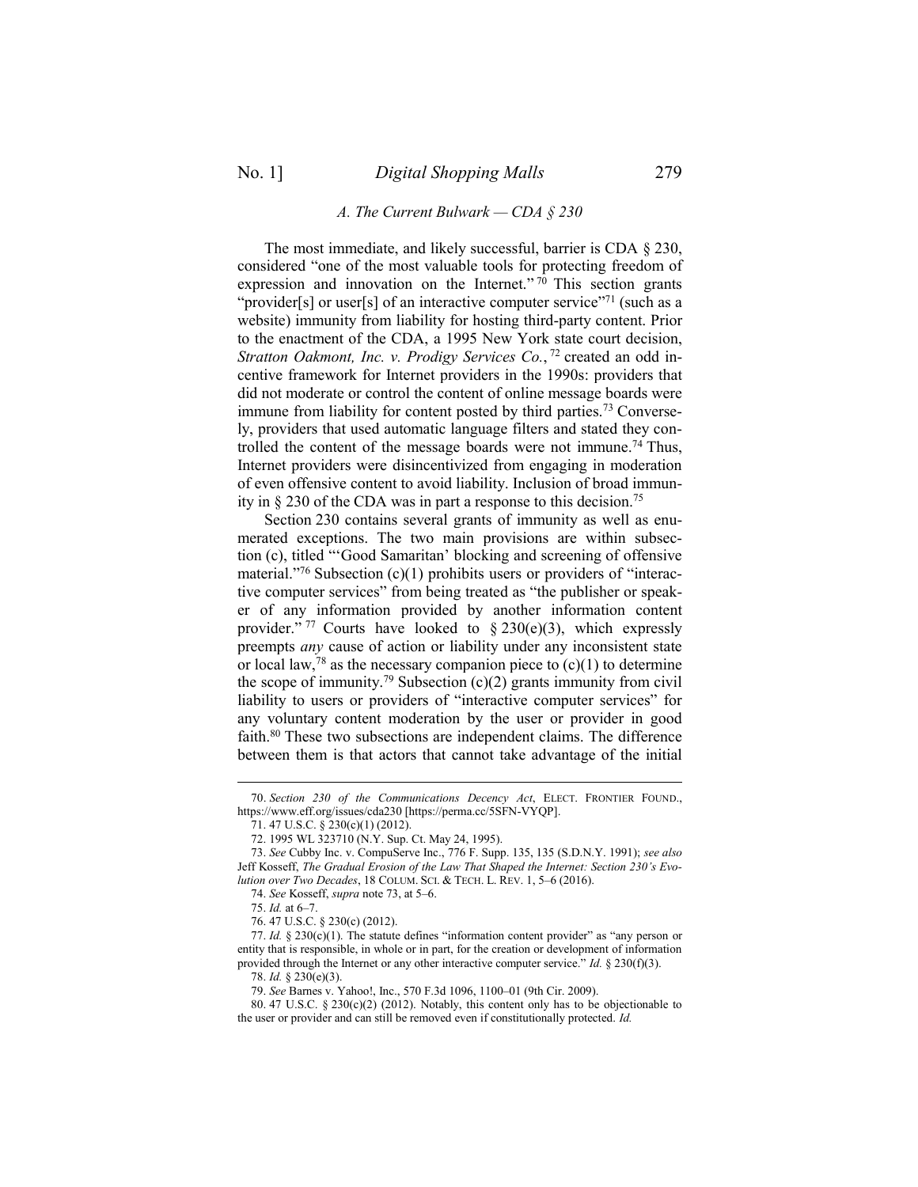### *A. The Current Bulwark — CDA § 230*

The most immediate, and likely successful, barrier is CDA § 230, considered "one of the most valuable tools for protecting freedom of expression and innovation on the Internet."[70] This section grants "provider[s] or user[s] of an interactive computer service"[71] (such as a website) immunity from liability for hosting third-party content. Prior to the enactment of the CDA, a 1995 New York state court decision, *Stratton Oakmont, Inc. v. Prodigy Services Co.*,[72] created an odd incentive framework for Internet providers in the 1990s: providers that did not moderate or control the content of online message boards were immune from liability for content posted by third parties.[73] Conversely, providers that used automatic language filters and stated they controlled the content of the message boards were not immune.[74] Thus, Internet providers were disincentivized from engaging in moderation of even offensive content to avoid liability. Inclusion of broad immunity in § 230 of the CDA was in part a response to this decision.[75]

Section 230 contains several grants of immunity as well as enumerated exceptions. The two main provisions are within subsection (c), titled "'Good Samaritan' blocking and screening of offensive material."[76] Subsection (c)(1) prohibits users or providers of "interactive computer services" from being treated as "the publisher or speaker of any information provided by another information content provider."[77] Courts have looked to § 230(e)(3), which expressly preempts *any* cause of action or liability under any inconsistent state or local law,[78] as the necessary companion piece to (c)(1) to determine the scope of immunity.[79] Subsection (c)(2) grants immunity from civil liability to users or providers of "interactive computer services" for any voluntary content moderation by the user or provider in good faith.[80] These two subsections are independent claims. The difference between them is that actors that cannot take advantage of the initial

---

70. *Section 230 of the Communications Decency Act*, ELECT. FRONTIER FOUND., https://www.eff.org/issues/cda230 [https://perma.cc/5SFN-VYQP].

71. 47 U.S.C. § 230(c)(1) (2012).

72. 1995 WL 323710 (N.Y. Sup. Ct. May 24, 1995).

73. *See* Cubby Inc. v. CompuServe Inc., 776 F. Supp. 135, 135 (S.D.N.Y. 1991); *see also* Jeff Kosseff, *The Gradual Erosion of the Law That Shaped the Internet: Section 230's Evolution over Two Decades*, 18 COLUM. SCI. & TECH. L. REV. 1, 5–6 (2016).

74. *See* Kosseff, *supra* note 73, at 5–6.

75. *Id.* at 6–7.

76. 47 U.S.C. § 230(c) (2012).

77. *Id.* § 230(c)(1). The statute defines "information content provider" as "any person or entity that is responsible, in whole or in part, for the creation or development of information provided through the Internet or any other interactive computer service." *Id.* § 230(f)(3).

78. *Id.* § 230(e)(3).

79. *See* Barnes v. Yahoo!, Inc., 570 F.3d 1096, 1100–01 (9th Cir. 2009).

80. 47 U.S.C. § 230(c)(2) (2012). Notably, this content only has to be objectionable to the user or provider and can still be removed even if constitutionally protected. *Id.*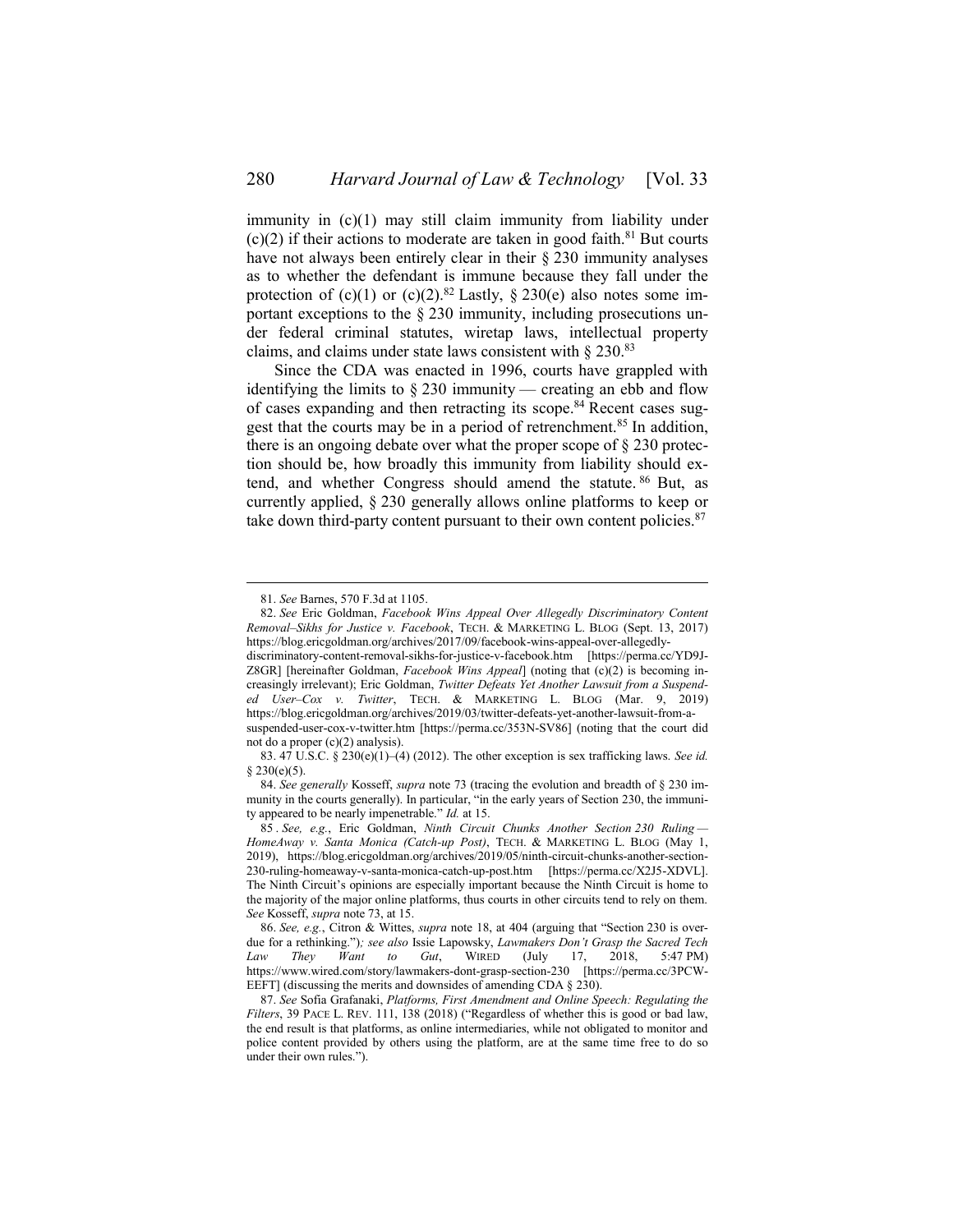immunity in (c)(1) may still claim immunity from liability under (c)(2) if their actions to moderate are taken in good faith.[81] But courts have not always been entirely clear in their § 230 immunity analyses as to whether the defendant is immune because they fall under the protection of (c)(1) or (c)(2).[82] Lastly, § 230(e) also notes some important exceptions to the § 230 immunity, including prosecutions under federal criminal statutes, wiretap laws, intellectual property claims, and claims under state laws consistent with § 230.[83]

Since the CDA was enacted in 1996, courts have grappled with identifying the limits to § 230 immunity — creating an ebb and flow of cases expanding and then retracting its scope.[84] Recent cases suggest that the courts may be in a period of retrenchment.[85] In addition, there is an ongoing debate over what the proper scope of § 230 protection should be, how broadly this immunity from liability should extend, and whether Congress should amend the statute.[86] But, as currently applied, § 230 generally allows online platforms to keep or take down third-party content pursuant to their own content policies.[87]

---

81. *See* Barnes, 570 F.3d at 1105.

82. *See* Eric Goldman, *Facebook Wins Appeal Over Allegedly Discriminatory Content Removal–Sikhs for Justice v. Facebook*, TECH. & MARKETING L. BLOG (Sept. 13, 2017) https://blog.ericgoldman.org/archives/2017/09/facebook-wins-appeal-over-allegedly-discriminatory-content-removal-sikhs-for-justice-v-facebook.htm [https://perma.cc/YD9J-Z8GR] [hereinafter Goldman, *Facebook Wins Appeal*] (noting that (c)(2) is becoming increasingly irrelevant); Eric Goldman, *Twitter Defeats Yet Another Lawsuit from a Suspended User–Cox v. Twitter*, TECH. & MARKETING L. BLOG (Mar. 9, 2019) https://blog.ericgoldman.org/archives/2019/03/twitter-defeats-yet-another-lawsuit-from-a-suspended-user-cox-v-twitter.htm [https://perma.cc/353N-SV86] (noting that the court did not do a proper (c)(2) analysis).

83. 47 U.S.C. § 230(e)(1)–(4) (2012). The other exception is sex trafficking laws. *See id.* § 230(e)(5).

84. *See generally* Kosseff, *supra* note 73 (tracing the evolution and breadth of § 230 immunity in the courts generally). In particular, "in the early years of Section 230, the immunity appeared to be nearly impenetrable." *Id.* at 15.

85. *See, e.g.*, Eric Goldman, *Ninth Circuit Chunks Another Section 230 Ruling — HomeAway v. Santa Monica (Catch-up Post)*, TECH. & MARKETING L. BLOG (May 1, 2019), https://blog.ericgoldman.org/archives/2019/05/ninth-circuit-chunks-another-section-230-ruling-homeaway-v-santa-monica-catch-up-post.htm [https://perma.cc/X2J5-XDVL]. The Ninth Circuit's opinions are especially important because the Ninth Circuit is home to the majority of the major online platforms, thus courts in other circuits tend to rely on them. *See* Kosseff, *supra* note 73, at 15.

86. *See, e.g.*, Citron & Wittes, *supra* note 18, at 404 (arguing that "Section 230 is overdue for a rethinking."); *see also* Issie Lapowsky, *Lawmakers Don't Grasp the Sacred Tech Law They Want to Gut*, WIRED (July 17, 2018, 5:47 PM) https://www.wired.com/story/lawmakers-dont-grasp-section-230 [https://perma.cc/3PCW-EEFT] (discussing the merits and downsides of amending CDA § 230).

87. *See* Sofia Grafanaki, *Platforms, First Amendment and Online Speech: Regulating the Filters*, 39 PACE L. REV. 111, 138 (2018) ("Regardless of whether this is good or bad law, the end result is that platforms, as online intermediaries, while not obligated to monitor and police content provided by others using the platform, are at the same time free to do so under their own rules.").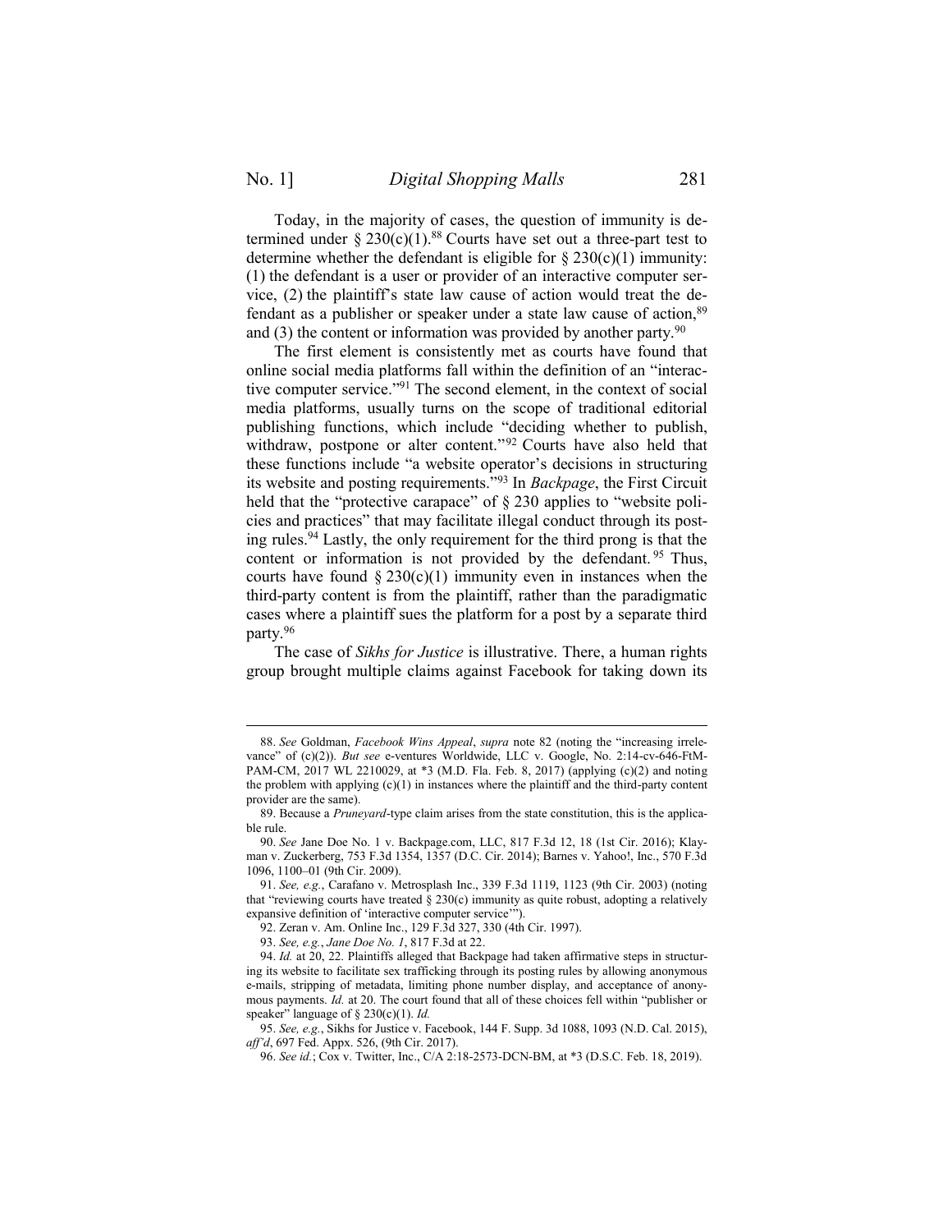Today, in the majority of cases, the question of immunity is determined under § 230(c)(1).[88] Courts have set out a three-part test to determine whether the defendant is eligible for § 230(c)(1) immunity: (1) the defendant is a user or provider of an interactive computer service, (2) the plaintiff's state law cause of action would treat the defendant as a publisher or speaker under a state law cause of action,[89] and (3) the content or information was provided by another party.[90]

The first element is consistently met as courts have found that online social media platforms fall within the definition of an "interactive computer service."[91] The second element, in the context of social media platforms, usually turns on the scope of traditional editorial publishing functions, which include "deciding whether to publish, withdraw, postpone or alter content."[92] Courts have also held that these functions include "a website operator's decisions in structuring its website and posting requirements."[93] In *Backpage*, the First Circuit held that the "protective carapace" of § 230 applies to "website policies and practices" that may facilitate illegal conduct through its posting rules.[94] Lastly, the only requirement for the third prong is that the content or information is not provided by the defendant.[95] Thus, courts have found § 230(c)(1) immunity even in instances when the third-party content is from the plaintiff, rather than the paradigmatic cases where a plaintiff sues the platform for a post by a separate third party.[96]

The case of *Sikhs for Justice* is illustrative. There, a human rights group brought multiple claims against Facebook for taking down its

---

88. *See* Goldman, *Facebook Wins Appeal*, *supra* note 82 (noting the "increasing irrelevance" of (c)(2)). *But see* e-ventures Worldwide, LLC v. Google, No. 2:14-cv-646-FtM-PAM-CM, 2017 WL 2210029, at *3 (M.D. Fla. Feb. 8, 2017) (applying (c)(2) and noting the problem with applying (c)(1) in instances where the plaintiff and the third-party content provider are the same).

89. Because a *Pruneyard*-type claim arises from the state constitution, this is the applicable rule.

90. *See* Jane Doe No. 1 v. Backpage.com, LLC, 817 F.3d 12, 18 (1st Cir. 2016); Klayman v. Zuckerberg, 753 F.3d 1354, 1357 (D.C. Cir. 2014); Barnes v. Yahoo!, Inc., 570 F.3d 1096, 1100–01 (9th Cir. 2009).

91. *See, e.g.*, Carafano v. Metrosplash Inc., 339 F.3d 1119, 1123 (9th Cir. 2003) (noting that "reviewing courts have treated § 230(c) immunity as quite robust, adopting a relatively expansive definition of 'interactive computer service'").

92. Zeran v. Am. Online Inc., 129 F.3d 327, 330 (4th Cir. 1997).

93. *See, e.g.*, *Jane Doe No. 1*, 817 F.3d at 22.

94. *Id.* at 20, 22. Plaintiffs alleged that Backpage had taken affirmative steps in structuring its website to facilitate sex trafficking through its posting rules by allowing anonymous e-mails, stripping of metadata, limiting phone number display, and acceptance of anonymous payments. *Id.* at 20. The court found that all of these choices fell within "publisher or speaker" language of § 230(c)(1). *Id.*

95. *See, e.g.*, Sikhs for Justice v. Facebook, 144 F. Supp. 3d 1088, 1093 (N.D. Cal. 2015), *aff'd*, 697 Fed. Appx. 526, (9th Cir. 2017).

96. *See id.*; Cox v. Twitter, Inc., C/A 2:18-2573-DCN-BM, at *3 (D.S.C. Feb. 18, 2019).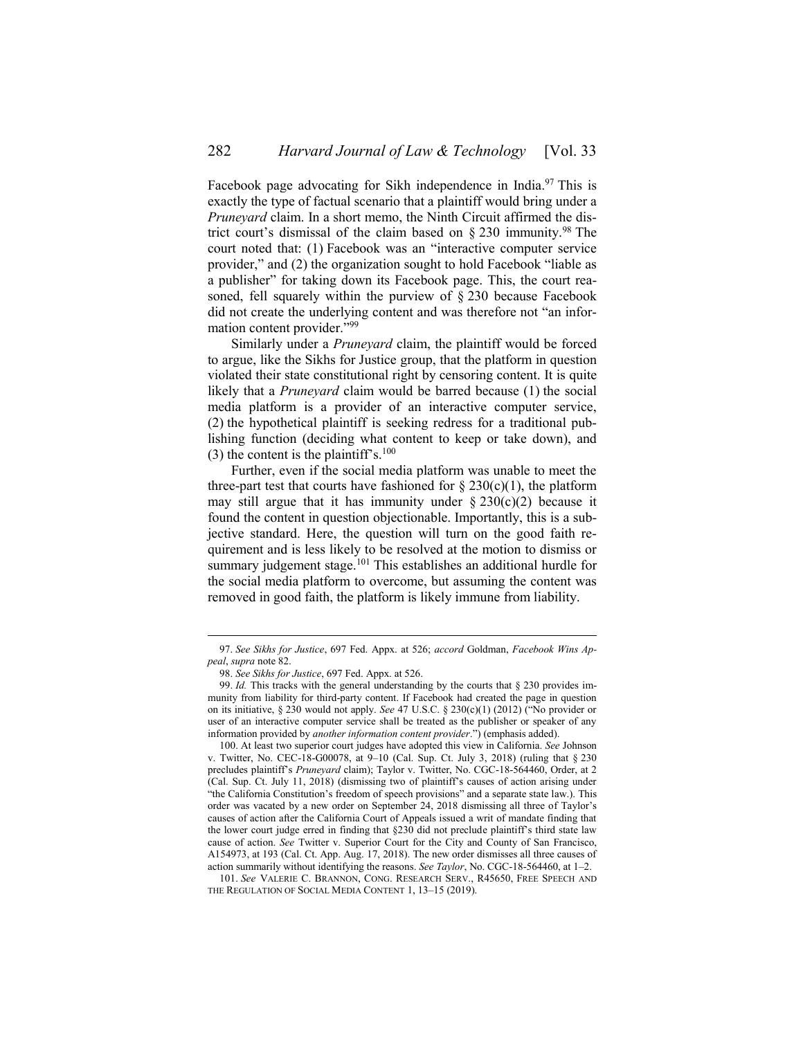Facebook page advocating for Sikh independence in India.[97] This is exactly the type of factual scenario that a plaintiff would bring under a *Pruneyard* claim. In a short memo, the Ninth Circuit affirmed the district court's dismissal of the claim based on § 230 immunity.[98] The court noted that: (1) Facebook was an "interactive computer service provider," and (2) the organization sought to hold Facebook "liable as a publisher" for taking down its Facebook page. This, the court reasoned, fell squarely within the purview of § 230 because Facebook did not create the underlying content and was therefore not "an information content provider."[99]

Similarly under a *Pruneyard* claim, the plaintiff would be forced to argue, like the Sikhs for Justice group, that the platform in question violated their state constitutional right by censoring content. It is quite likely that a *Pruneyard* claim would be barred because (1) the social media platform is a provider of an interactive computer service, (2) the hypothetical plaintiff is seeking redress for a traditional publishing function (deciding what content to keep or take down), and (3) the content is the plaintiff's.[100]

Further, even if the social media platform was unable to meet the three-part test that courts have fashioned for § 230(c)(1), the platform may still argue that it has immunity under § 230(c)(2) because it found the content in question objectionable. Importantly, this is a subjective standard. Here, the question will turn on the good faith requirement and is less likely to be resolved at the motion to dismiss or summary judgement stage.[101] This establishes an additional hurdle for the social media platform to overcome, but assuming the content was removed in good faith, the platform is likely immune from liability.

---

97. *See Sikhs for Justice*, 697 Fed. Appx. at 526; *accord* Goldman, *Facebook Wins Appeal*, *supra* note 82.

98. *See Sikhs for Justice*, 697 Fed. Appx. at 526.

99. *Id.* This tracks with the general understanding by the courts that § 230 provides immunity from liability for third-party content. If Facebook had created the page in question on its initiative, § 230 would not apply. *See* 47 U.S.C. § 230(c)(1) (2012) ("No provider or user of an interactive computer service shall be treated as the publisher or speaker of any information provided by *another information content provider*.") (emphasis added).

100. At least two superior court judges have adopted this view in California. *See* Johnson v. Twitter, No. CEC-18-G00078, at 9–10 (Cal. Sup. Ct. July 3, 2018) (ruling that § 230 precludes plaintiff's *Pruneyard* claim); Taylor v. Twitter, No. CGC-18-564460, Order, at 2 (Cal. Sup. Ct. July 11, 2018) (dismissing two of plaintiff's causes of action arising under "the California Constitution's freedom of speech provisions" and a separate state law.). This order was vacated by a new order on September 24, 2018 dismissing all three of Taylor's causes of action after the California Court of Appeals issued a writ of mandate finding that the lower court judge erred in finding that §230 did not preclude plaintiff's third state law cause of action. *See* Twitter v. Superior Court for the City and County of San Francisco, A154973, at 193 (Cal. Ct. App. Aug. 17, 2018). The new order dismisses all three causes of action summarily without identifying the reasons. *See Taylor*, No. CGC-18-564460, at 1–2.

101. *See* VALERIE C. BRANNON, CONG. RESEARCH SERV., R45650, FREE SPEECH AND THE REGULATION OF SOCIAL MEDIA CONTENT 1, 13–15 (2019).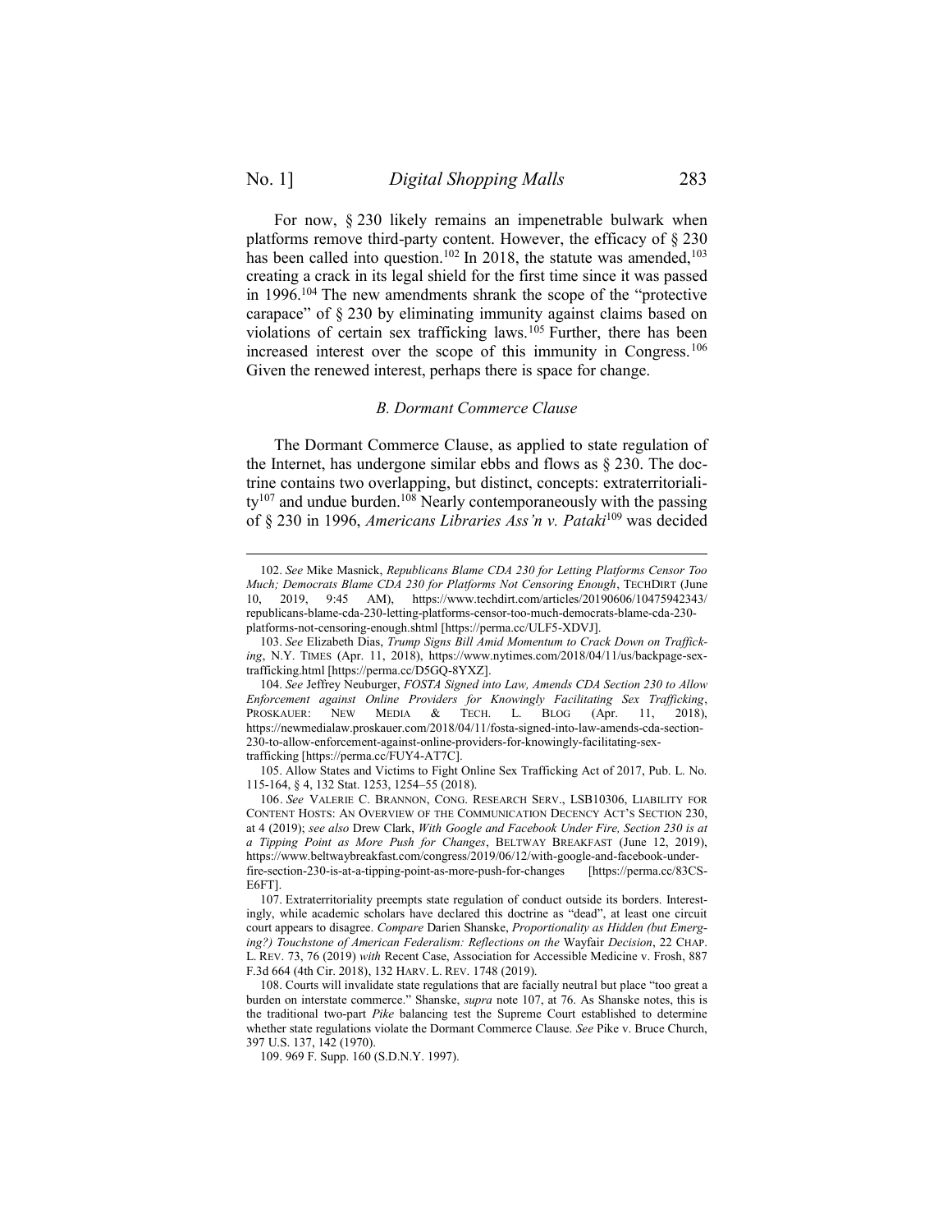For now, § 230 likely remains an impenetrable bulwark when platforms remove third-party content. However, the efficacy of § 230 has been called into question.[102] In 2018, the statute was amended,[103] creating a crack in its legal shield for the first time since it was passed in 1996.[104] The new amendments shrank the scope of the "protective carapace" of § 230 by eliminating immunity against claims based on violations of certain sex trafficking laws.[105] Further, there has been increased interest over the scope of this immunity in Congress.[106] Given the renewed interest, perhaps there is space for change.

### *B. Dormant Commerce Clause*

The Dormant Commerce Clause, as applied to state regulation of the Internet, has undergone similar ebbs and flows as § 230. The doctrine contains two overlapping, but distinct, concepts: extraterritoriality[107] and undue burden.[108] Nearly contemporaneously with the passing of § 230 in 1996, *Americans Libraries Ass'n v. Pataki*[109] was decided

---

102. *See* Mike Masnick, *Republicans Blame CDA 230 for Letting Platforms Censor Too Much; Democrats Blame CDA 230 for Platforms Not Censoring Enough*, TECHDIRT (June 10, 2019, 9:45 AM), https://www.techdirt.com/articles/20190606/10475942343/republicans-blame-cda-230-letting-platforms-censor-too-much-democrats-blame-cda-230-platforms-not-censoring-enough.shtml [https://perma.cc/ULF5-XDVJ].

103. *See* Elizabeth Dias, *Trump Signs Bill Amid Momentum to Crack Down on Trafficking*, N.Y. TIMES (Apr. 11, 2018), https://www.nytimes.com/2018/04/11/us/backpage-sex-trafficking.html [https://perma.cc/D5GQ-8YXZ].

104. *See* Jeffrey Neuburger, *FOSTA Signed into Law, Amends CDA Section 230 to Allow Enforcement against Online Providers for Knowingly Facilitating Sex Trafficking*, PROSKAUER: NEW MEDIA & TECH. L. BLOG (Apr. 11, 2018), https://newmedialaw.proskauer.com/2018/04/11/fosta-signed-into-law-amends-cda-section-230-to-allow-enforcement-against-online-providers-for-knowingly-facilitating-sex-trafficking [https://perma.cc/FUY4-AT7C].

105. Allow States and Victims to Fight Online Sex Trafficking Act of 2017, Pub. L. No. 115-164, § 4, 132 Stat. 1253, 1254–55 (2018).

106. *See* VALERIE C. BRANNON, CONG. RESEARCH SERV., LSB10306, LIABILITY FOR CONTENT HOSTS: AN OVERVIEW OF THE COMMUNICATION DECENCY ACT'S SECTION 230, at 4 (2019); *see also* Drew Clark, *With Google and Facebook Under Fire, Section 230 is at a Tipping Point as More Push for Changes*, BELTWAY BREAKFAST (June 12, 2019), https://www.beltwaybreakfast.com/congress/2019/06/12/with-google-and-facebook-under-fire-section-230-is-at-a-tipping-point-as-more-push-for-changes [https://perma.cc/83CS-E6FT].

107. Extraterritoriality preempts state regulation of conduct outside its borders. Interestingly, while academic scholars have declared this doctrine as "dead", at least one circuit court appears to disagree. *Compare* Darien Shanske, *Proportionality as Hidden (but Emerging?) Touchstone of American Federalism: Reflections on the* Wayfair *Decision*, 22 CHAP. L. REV. 73, 76 (2019) *with* Recent Case, Association for Accessible Medicine v. Frosh, 887 F.3d 664 (4th Cir. 2018), 132 HARV. L. REV. 1748 (2019).

108. Courts will invalidate state regulations that are facially neutral but place "too great a burden on interstate commerce." Shanske, *supra* note 107, at 76. As Shanske notes, this is the traditional two-part *Pike* balancing test the Supreme Court established to determine whether state regulations violate the Dormant Commerce Clause. *See* Pike v. Bruce Church, 397 U.S. 137, 142 (1970).

109. 969 F. Supp. 160 (S.D.N.Y. 1997).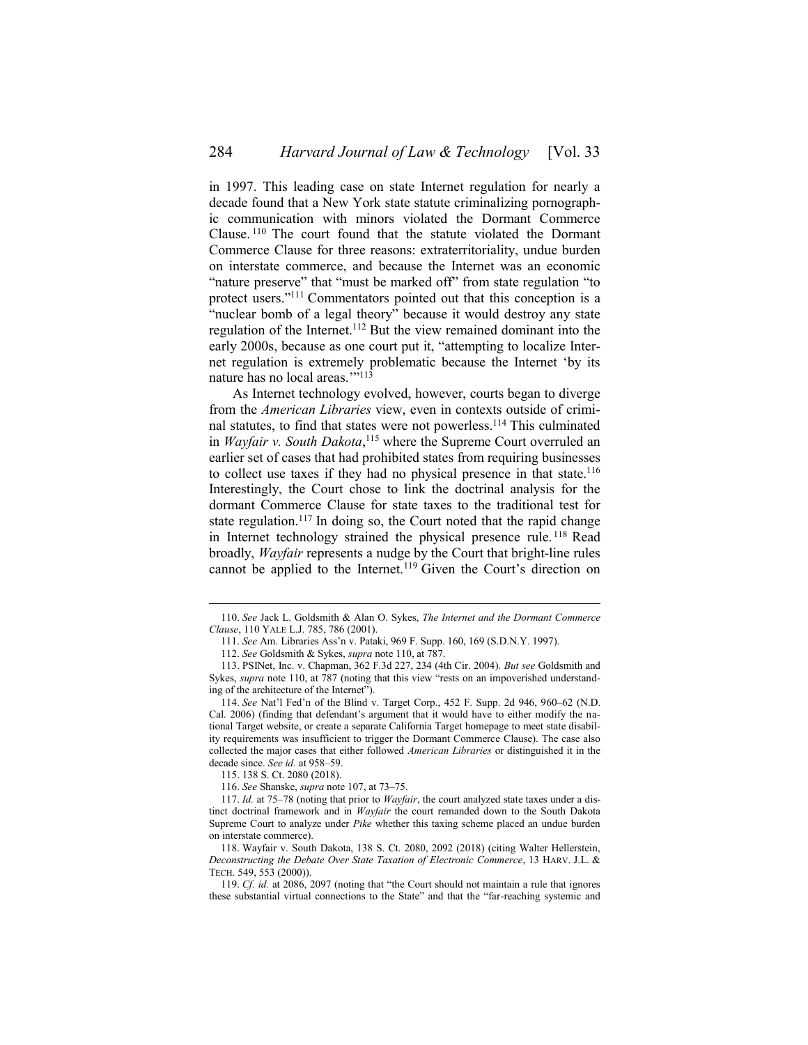in 1997. This leading case on state Internet regulation for nearly a decade found that a New York state statute criminalizing pornographic communication with minors violated the Dormant Commerce Clause.[110] The court found that the statute violated the Dormant Commerce Clause for three reasons: extraterritoriality, undue burden on interstate commerce, and because the Internet was an economic "nature preserve" that "must be marked off" from state regulation "to protect users."[111] Commentators pointed out that this conception is a "nuclear bomb of a legal theory" because it would destroy any state regulation of the Internet.[112] But the view remained dominant into the early 2000s, because as one court put it, "attempting to localize Internet regulation is extremely problematic because the Internet 'by its nature has no local areas.'"[113]

As Internet technology evolved, however, courts began to diverge from the *American Libraries* view, even in contexts outside of criminal statutes, to find that states were not powerless.[114] This culminated in *Wayfair v. South Dakota*,[115] where the Supreme Court overruled an earlier set of cases that had prohibited states from requiring businesses to collect use taxes if they had no physical presence in that state.[116] Interestingly, the Court chose to link the doctrinal analysis for the dormant Commerce Clause for state taxes to the traditional test for state regulation.[117] In doing so, the Court noted that the rapid change in Internet technology strained the physical presence rule.[118] Read broadly, *Wayfair* represents a nudge by the Court that bright-line rules cannot be applied to the Internet.[119] Given the Court's direction on

110. *See* Jack L. Goldsmith & Alan O. Sykes, *The Internet and the Dormant Commerce Clause*, 110 YALE L.J. 785, 786 (2001).

111. *See* Am. Libraries Ass'n v. Pataki, 969 F. Supp. 160, 169 (S.D.N.Y. 1997).

112. *See* Goldsmith & Sykes, *supra* note 110, at 787.

113. PSINet, Inc. v. Chapman, 362 F.3d 227, 234 (4th Cir. 2004). *But see* Goldsmith and Sykes, *supra* note 110, at 787 (noting that this view "rests on an impoverished understanding of the architecture of the Internet").

114. *See* Nat'l Fed'n of the Blind v. Target Corp., 452 F. Supp. 2d 946, 960–62 (N.D. Cal. 2006) (finding that defendant's argument that it would have to either modify the national Target website, or create a separate California Target homepage to meet state disability requirements was insufficient to trigger the Dormant Commerce Clause). The case also collected the major cases that either followed *American Libraries* or distinguished it in the decade since. *See id.* at 958–59.

115. 138 S. Ct. 2080 (2018).

116. *See* Shanske, *supra* note 107, at 73–75.

117. *Id.* at 75–78 (noting that prior to *Wayfair*, the court analyzed state taxes under a distinct doctrinal framework and in *Wayfair* the court remanded down to the South Dakota Supreme Court to analyze under *Pike* whether this taxing scheme placed an undue burden on interstate commerce).

118. Wayfair v. South Dakota, 138 S. Ct. 2080, 2092 (2018) (citing Walter Hellerstein, *Deconstructing the Debate Over State Taxation of Electronic Commerce*, 13 HARV. J.L. & TECH. 549, 553 (2000)).

119. *Cf. id.* at 2086, 2097 (noting that "the Court should not maintain a rule that ignores these substantial virtual connections to the State" and that the "far-reaching systemic and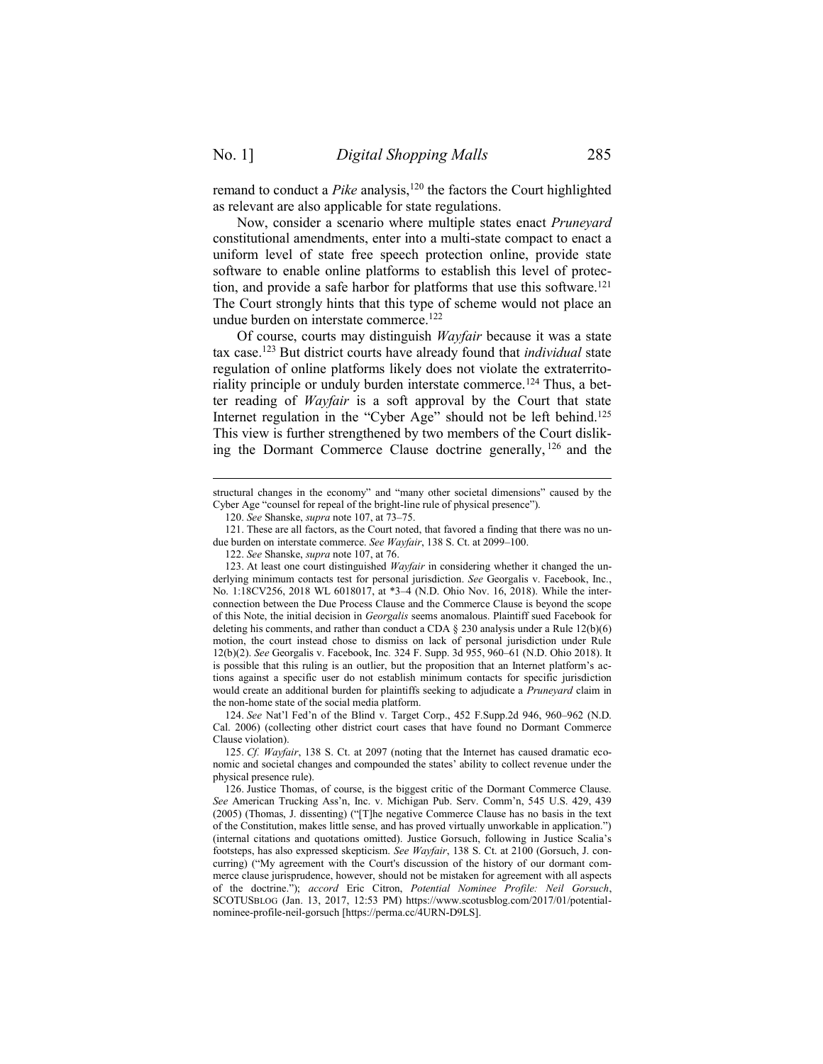remand to conduct a *Pike* analysis,[120] the factors the Court highlighted as relevant are also applicable for state regulations.

Now, consider a scenario where multiple states enact *Pruneyard* constitutional amendments, enter into a multi-state compact to enact a uniform level of state free speech protection online, provide state software to enable online platforms to establish this level of protection, and provide a safe harbor for platforms that use this software.[121] The Court strongly hints that this type of scheme would not place an undue burden on interstate commerce.[122]

Of course, courts may distinguish *Wayfair* because it was a state tax case.[123] But district courts have already found that *individual* state regulation of online platforms likely does not violate the extraterritoriality principle or unduly burden interstate commerce.[124] Thus, a better reading of *Wayfair* is a soft approval by the Court that state Internet regulation in the "Cyber Age" should not be left behind.[125] This view is further strengthened by two members of the Court disliking the Dormant Commerce Clause doctrine generally,[126] and the

---

structural changes in the economy" and "many other societal dimensions" caused by the Cyber Age "counsel for repeal of the bright-line rule of physical presence").

120. *See* Shanske, *supra* note 107, at 73–75.

121. These are all factors, as the Court noted, that favored a finding that there was no undue burden on interstate commerce. *See Wayfair*, 138 S. Ct. at 2099–100.

122. *See* Shanske, *supra* note 107, at 76.

123. At least one court distinguished *Wayfair* in considering whether it changed the underlying minimum contacts test for personal jurisdiction. *See* Georgalis v. Facebook, Inc., No. 1:18CV256, 2018 WL 6018017, at *3–4 (N.D. Ohio Nov. 16, 2018). While the interconnection between the Due Process Clause and the Commerce Clause is beyond the scope of this Note, the initial decision in *Georgalis* seems anomalous. Plaintiff sued Facebook for deleting his comments, and rather than conduct a CDA § 230 analysis under a Rule 12(b)(6) motion, the court instead chose to dismiss on lack of personal jurisdiction under Rule 12(b)(2). *See* Georgalis v. Facebook, Inc. 324 F. Supp. 3d 955, 960–61 (N.D. Ohio 2018). It is possible that this ruling is an outlier, but the proposition that an Internet platform's actions against a specific user do not establish minimum contacts for specific jurisdiction would create an additional burden for plaintiffs seeking to adjudicate a *Pruneyard* claim in the non-home state of the social media platform.

124. *See* Nat'l Fed'n of the Blind v. Target Corp., 452 F.Supp.2d 946, 960–962 (N.D. Cal. 2006) (collecting other district court cases that have found no Dormant Commerce Clause violation).

125. *Cf. Wayfair*, 138 S. Ct. at 2097 (noting that the Internet has caused dramatic economic and societal changes and compounded the states' ability to collect revenue under the physical presence rule).

126. Justice Thomas, of course, is the biggest critic of the Dormant Commerce Clause. *See* American Trucking Ass'n, Inc. v. Michigan Pub. Serv. Comm'n, 545 U.S. 429, 439 (2005) (Thomas, J. dissenting) ("[T]he negative Commerce Clause has no basis in the text of the Constitution, makes little sense, and has proved virtually unworkable in application.") (internal citations and quotations omitted). Justice Gorsuch, following in Justice Scalia's footsteps, has also expressed skepticism. *See Wayfair*, 138 S. Ct. at 2100 (Gorsuch, J. concurring) ("My agreement with the Court's discussion of the history of our dormant commerce clause jurisprudence, however, should not be mistaken for agreement with all aspects of the doctrine."); *accord* Eric Citron, *Potential Nominee Profile: Neil Gorsuch*, SCOTUSBLOG (Jan. 13, 2017, 12:53 PM) https://www.scotusblog.com/2017/01/potential-nominee-profile-neil-gorsuch [https://perma.cc/4URN-D9LS].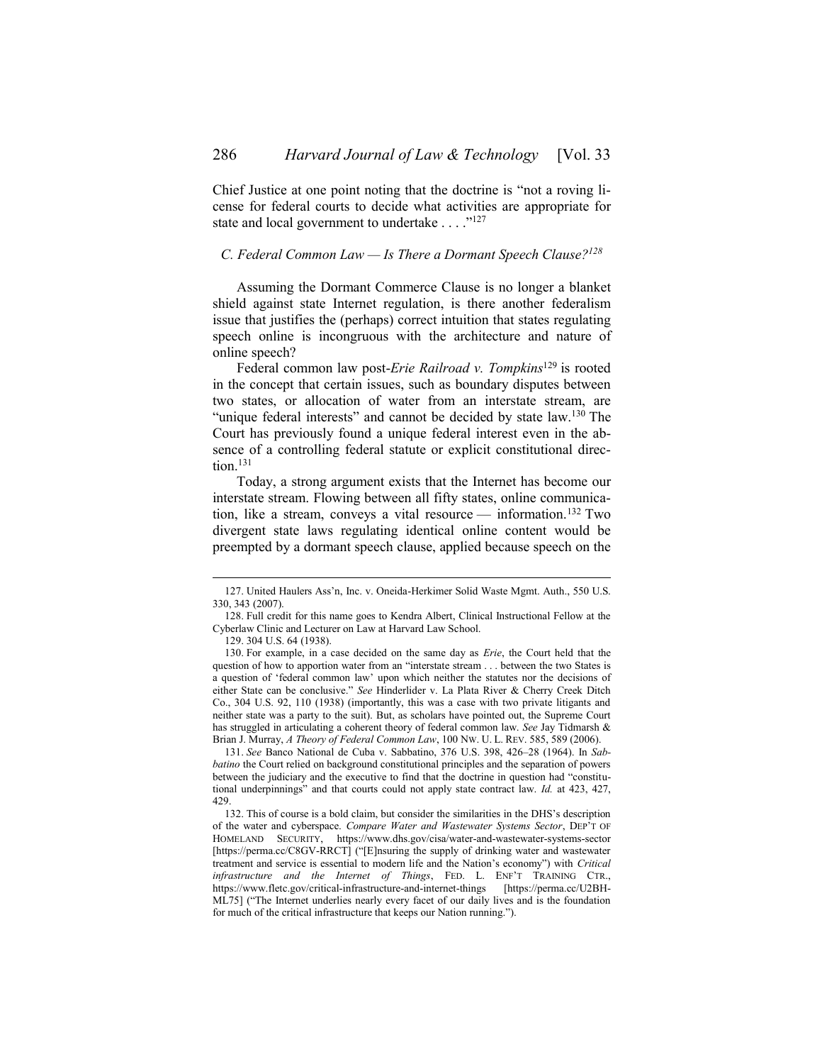Chief Justice at one point noting that the doctrine is "not a roving license for federal courts to decide what activities are appropriate for state and local government to undertake . . . ."[127]

### *C. Federal Common Law — Is There a Dormant Speech Clause?*[128]

Assuming the Dormant Commerce Clause is no longer a blanket shield against state Internet regulation, is there another federalism issue that justifies the (perhaps) correct intuition that states regulating speech online is incongruous with the architecture and nature of online speech?

Federal common law post-*Erie Railroad v. Tompkins*[129] is rooted in the concept that certain issues, such as boundary disputes between two states, or allocation of water from an interstate stream, are "unique federal interests" and cannot be decided by state law.[130] The Court has previously found a unique federal interest even in the absence of a controlling federal statute or explicit constitutional direction.[131]

Today, a strong argument exists that the Internet has become our interstate stream. Flowing between all fifty states, online communication, like a stream, conveys a vital resource — information.[132] Two divergent state laws regulating identical online content would be preempted by a dormant speech clause, applied because speech on the

---

127. United Haulers Ass'n, Inc. v. Oneida-Herkimer Solid Waste Mgmt. Auth., 550 U.S. 330, 343 (2007).

128. Full credit for this name goes to Kendra Albert, Clinical Instructional Fellow at the Cyberlaw Clinic and Lecturer on Law at Harvard Law School.

129. 304 U.S. 64 (1938).

130. For example, in a case decided on the same day as *Erie*, the Court held that the question of how to apportion water from an "interstate stream . . . between the two States is a question of 'federal common law' upon which neither the statutes nor the decisions of either State can be conclusive." *See* Hinderlider v. La Plata River & Cherry Creek Ditch Co., 304 U.S. 92, 110 (1938) (importantly, this was a case with two private litigants and neither state was a party to the suit). But, as scholars have pointed out, the Supreme Court has struggled in articulating a coherent theory of federal common law. *See* Jay Tidmarsh & Brian J. Murray, *A Theory of Federal Common Law*, 100 NW. U. L. REV. 585, 589 (2006).

131. *See* Banco National de Cuba v. Sabbatino, 376 U.S. 398, 426–28 (1964). In *Sabbatino* the Court relied on background constitutional principles and the separation of powers between the judiciary and the executive to find that the doctrine in question had "constitutional underpinnings" and that courts could not apply state contract law. *Id.* at 423, 427, 429.

132. This of course is a bold claim, but consider the similarities in the DHS's description of the water and cyberspace. *Compare Water and Wastewater Systems Sector*, DEP'T OF HOMELAND SECURITY, https://www.dhs.gov/cisa/water-and-wastewater-systems-sector [https://perma.cc/C8GV-RRCT] ("[E]nsuring the supply of drinking water and wastewater treatment and service is essential to modern life and the Nation's economy") with *Critical infrastructure and the Internet of Things*, FED. L. ENF'T TRAINING CTR., https://www.fletc.gov/critical-infrastructure-and-internet-things [https://perma.cc/U2BH-ML75] ("The Internet underlies nearly every facet of our daily lives and is the foundation for much of the critical infrastructure that keeps our Nation running.").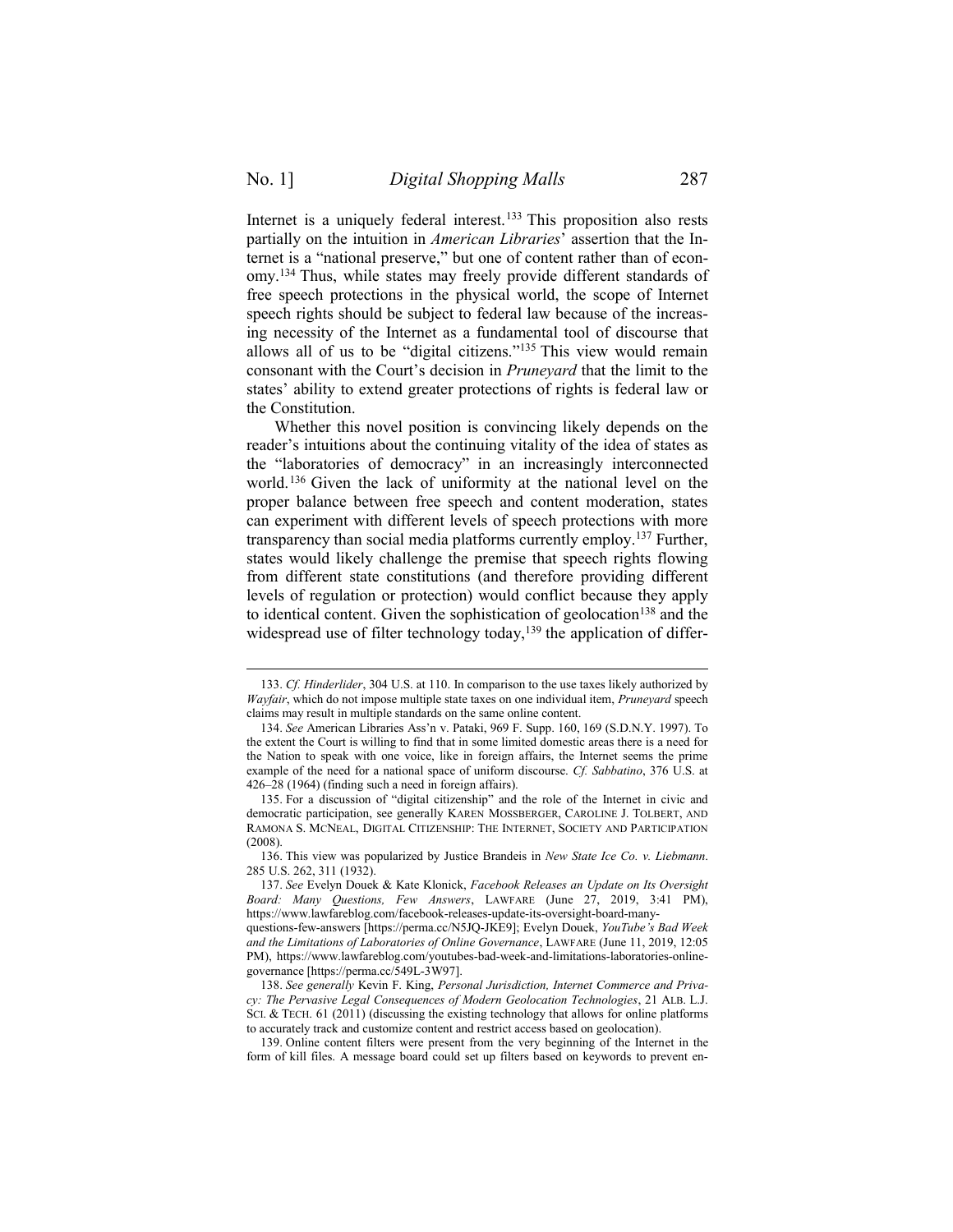Internet is a uniquely federal interest.[133] This proposition also rests partially on the intuition in *American Libraries*' assertion that the Internet is a "national preserve," but one of content rather than of economy.[134] Thus, while states may freely provide different standards of free speech protections in the physical world, the scope of Internet speech rights should be subject to federal law because of the increasing necessity of the Internet as a fundamental tool of discourse that allows all of us to be "digital citizens."[135] This view would remain consonant with the Court's decision in *Pruneyard* that the limit to the states' ability to extend greater protections of rights is federal law or the Constitution.

Whether this novel position is convincing likely depends on the reader's intuitions about the continuing vitality of the idea of states as the "laboratories of democracy" in an increasingly interconnected world.[136] Given the lack of uniformity at the national level on the proper balance between free speech and content moderation, states can experiment with different levels of speech protections with more transparency than social media platforms currently employ.[137] Further, states would likely challenge the premise that speech rights flowing from different state constitutions (and therefore providing different levels of regulation or protection) would conflict because they apply to identical content. Given the sophistication of geolocation[138] and the widespread use of filter technology today,[139] the application of differ-

---

133. *Cf. Hinderlider*, 304 U.S. at 110. In comparison to the use taxes likely authorized by *Wayfair*, which do not impose multiple state taxes on one individual item, *Pruneyard* speech claims may result in multiple standards on the same online content.

134. *See* American Libraries Ass'n v. Pataki, 969 F. Supp. 160, 169 (S.D.N.Y. 1997). To the extent the Court is willing to find that in some limited domestic areas there is a need for the Nation to speak with one voice, like in foreign affairs, the Internet seems the prime example of the need for a national space of uniform discourse. *Cf. Sabbatino*, 376 U.S. at 426–28 (1964) (finding such a need in foreign affairs).

135. For a discussion of "digital citizenship" and the role of the Internet in civic and democratic participation, see generally KAREN MOSSBERGER, CAROLINE J. TOLBERT, AND RAMONA S. MCNEAL, DIGITAL CITIZENSHIP: THE INTERNET, SOCIETY AND PARTICIPATION (2008).

136. This view was popularized by Justice Brandeis in *New State Ice Co. v. Liebmann*. 285 U.S. 262, 311 (1932).

137. *See* Evelyn Douek & Kate Klonick, *Facebook Releases an Update on Its Oversight Board: Many Questions, Few Answers*, LAWFARE (June 27, 2019, 3:41 PM), https://www.lawfareblog.com/facebook-releases-update-its-oversight-board-many-questions-few-answers [https://perma.cc/N5JQ-JKE9]; Evelyn Douek, *YouTube's Bad Week and the Limitations of Laboratories of Online Governance*, LAWFARE (June 11, 2019, 12:05 PM), https://www.lawfareblog.com/youtubes-bad-week-and-limitations-laboratories-online-governance [https://perma.cc/549L-3W97].

138. *See generally* Kevin F. King, *Personal Jurisdiction, Internet Commerce and Privacy: The Pervasive Legal Consequences of Modern Geolocation Technologies*, 21 ALB. L.J. SCI. & TECH. 61 (2011) (discussing the existing technology that allows for online platforms to accurately track and customize content and restrict access based on geolocation).

139. Online content filters were present from the very beginning of the Internet in the form of kill files. A message board could set up filters based on keywords to prevent en-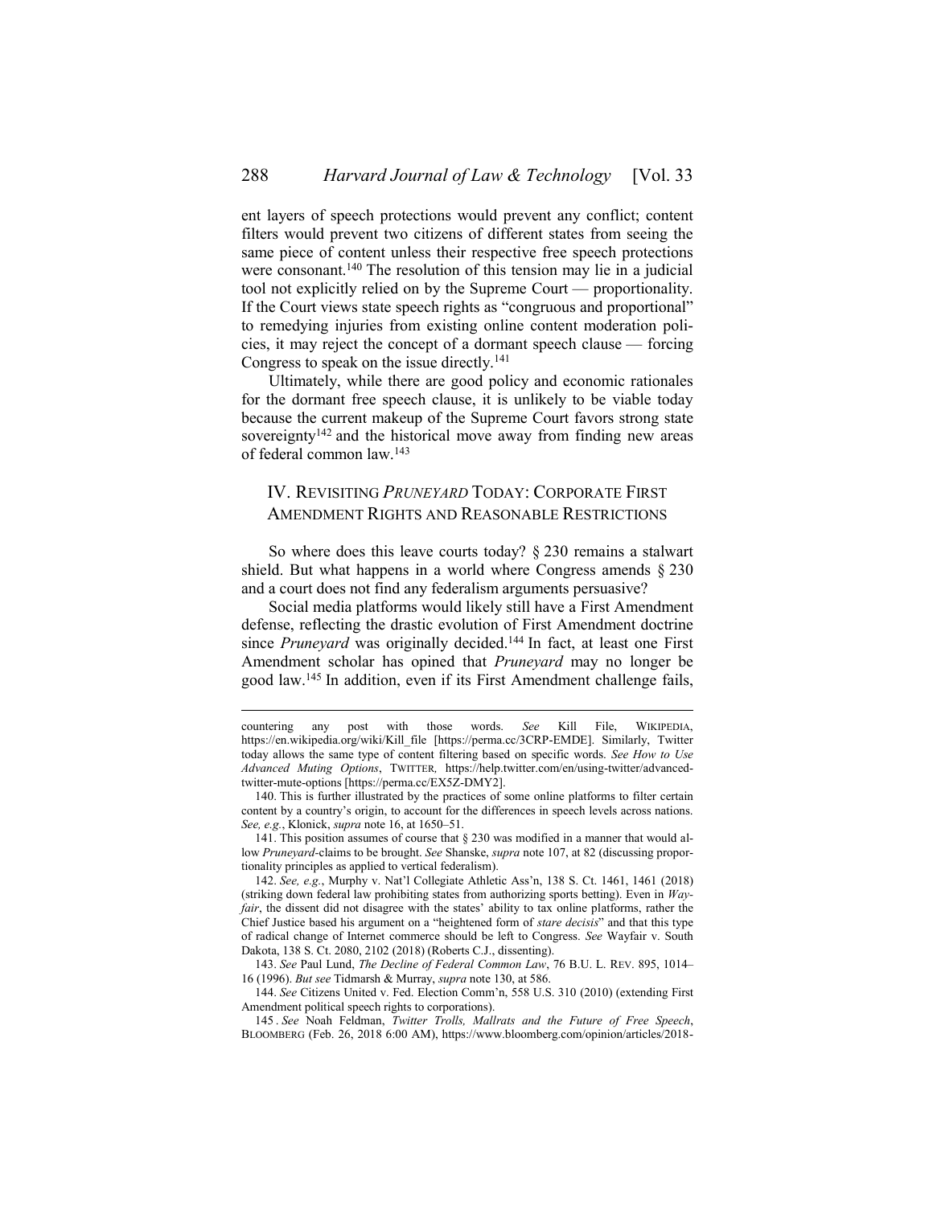ent layers of speech protections would prevent any conflict; content filters would prevent two citizens of different states from seeing the same piece of content unless their respective free speech protections were consonant.[140] The resolution of this tension may lie in a judicial tool not explicitly relied on by the Supreme Court — proportionality. If the Court views state speech rights as "congruous and proportional" to remedying injuries from existing online content moderation policies, it may reject the concept of a dormant speech clause — forcing Congress to speak on the issue directly.[141]

Ultimately, while there are good policy and economic rationales for the dormant free speech clause, it is unlikely to be viable today because the current makeup of the Supreme Court favors strong state sovereignty[142] and the historical move away from finding new areas of federal common law.[143]

## IV. Revisiting *Pruneyard* Today: Corporate First Amendment Rights and Reasonable Restrictions

So where does this leave courts today? § 230 remains a stalwart shield. But what happens in a world where Congress amends § 230 and a court does not find any federalism arguments persuasive?

Social media platforms would likely still have a First Amendment defense, reflecting the drastic evolution of First Amendment doctrine since *Pruneyard* was originally decided.[144] In fact, at least one First Amendment scholar has opined that *Pruneyard* may no longer be good law.[145] In addition, even if its First Amendment challenge fails,

---

countering any post with those words. *See* Kill File, WIKIPEDIA, https://en.wikipedia.org/wiki/Kill_file [https://perma.cc/3CRP-EMDE]. Similarly, Twitter today allows the same type of content filtering based on specific words. *See How to Use Advanced Muting Options*, TWITTER, https://help.twitter.com/en/using-twitter/advanced-twitter-mute-options [https://perma.cc/EX5Z-DMY2].

140. This is further illustrated by the practices of some online platforms to filter certain content by a country's origin, to account for the differences in speech levels across nations. *See, e.g.*, Klonick, *supra* note 16, at 1650–51.

141. This position assumes of course that § 230 was modified in a manner that would allow *Pruneyard*-claims to be brought. *See* Shanske, *supra* note 107, at 82 (discussing proportionality principles as applied to vertical federalism).

142. *See, e.g.*, Murphy v. Nat'l Collegiate Athletic Ass'n, 138 S. Ct. 1461, 1461 (2018) (striking down federal law prohibiting states from authorizing sports betting). Even in *Wayfair*, the dissent did not disagree with the states' ability to tax online platforms, rather the Chief Justice based his argument on a "heightened form of *stare decisis*" and that this type of radical change of Internet commerce should be left to Congress. *See* Wayfair v. South Dakota, 138 S. Ct. 2080, 2102 (2018) (Roberts C.J., dissenting).

143. *See* Paul Lund, *The Decline of Federal Common Law*, 76 B.U. L. REV. 895, 1014–16 (1996). *But see* Tidmarsh & Murray, *supra* note 130, at 586.

144. *See* Citizens United v. Fed. Election Comm'n, 558 U.S. 310 (2010) (extending First Amendment political speech rights to corporations).

145. *See* Noah Feldman, *Twitter Trolls, Mallrats and the Future of Free Speech*, BLOOMBERG (Feb. 26, 2018 6:00 AM), https://www.bloomberg.com/opinion/articles/2018-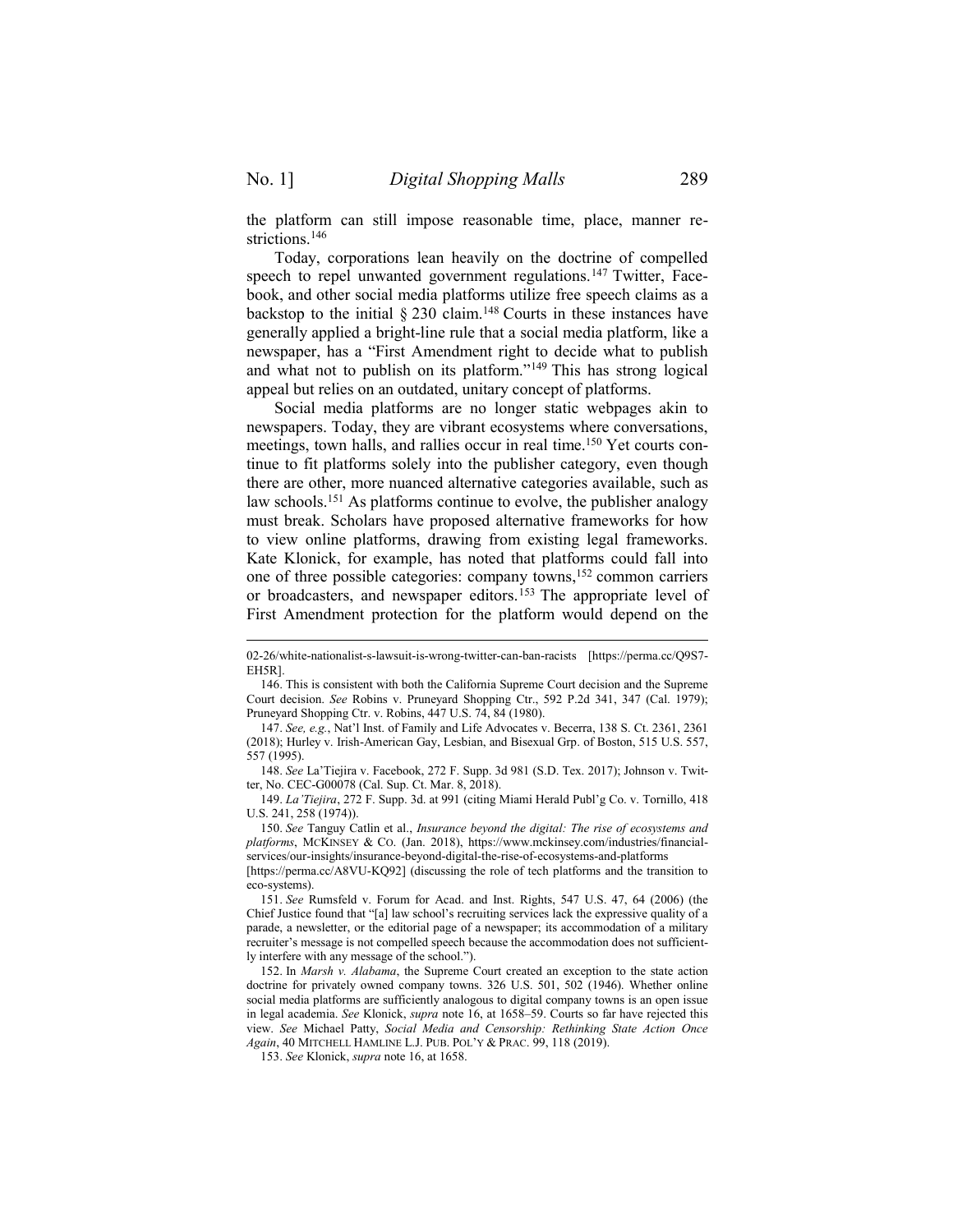the platform can still impose reasonable time, place, manner restrictions.[146]

Today, corporations lean heavily on the doctrine of compelled speech to repel unwanted government regulations.[147] Twitter, Facebook, and other social media platforms utilize free speech claims as a backstop to the initial § 230 claim.[148] Courts in these instances have generally applied a bright-line rule that a social media platform, like a newspaper, has a "First Amendment right to decide what to publish and what not to publish on its platform."[149] This has strong logical appeal but relies on an outdated, unitary concept of platforms.

Social media platforms are no longer static webpages akin to newspapers. Today, they are vibrant ecosystems where conversations, meetings, town halls, and rallies occur in real time.[150] Yet courts continue to fit platforms solely into the publisher category, even though there are other, more nuanced alternative categories available, such as law schools.[151] As platforms continue to evolve, the publisher analogy must break. Scholars have proposed alternative frameworks for how to view online platforms, drawing from existing legal frameworks. Kate Klonick, for example, has noted that platforms could fall into one of three possible categories: company towns,[152] common carriers or broadcasters, and newspaper editors.[153] The appropriate level of First Amendment protection for the platform would depend on the

---

02-26/white-nationalist-s-lawsuit-is-wrong-twitter-can-ban-racists [https://perma.cc/Q9S7-EH5R].

146. This is consistent with both the California Supreme Court decision and the Supreme Court decision. *See* Robins v. Pruneyard Shopping Ctr., 592 P.2d 341, 347 (Cal. 1979); Pruneyard Shopping Ctr. v. Robins, 447 U.S. 74, 84 (1980).

147. *See, e.g.*, Nat'l Inst. of Family and Life Advocates v. Becerra, 138 S. Ct. 2361, 2361 (2018); Hurley v. Irish-American Gay, Lesbian, and Bisexual Grp. of Boston, 515 U.S. 557, 557 (1995).

148. *See* La'Tiejira v. Facebook, 272 F. Supp. 3d 981 (S.D. Tex. 2017); Johnson v. Twitter, No. CEC-G00078 (Cal. Sup. Ct. Mar. 8, 2018).

149. *La'Tiejira*, 272 F. Supp. 3d. at 991 (citing Miami Herald Publ'g Co. v. Tornillo, 418 U.S. 241, 258 (1974)).

150. *See* Tanguy Catlin et al., *Insurance beyond the digital: The rise of ecosystems and platforms*, MCKINSEY & CO. (Jan. 2018), https://www.mckinsey.com/industries/financial-services/our-insights/insurance-beyond-digital-the-rise-of-ecosystems-and-platforms [https://perma.cc/A8VU-KQ92] (discussing the role of tech platforms and the transition to eco-systems).

151. *See* Rumsfeld v. Forum for Acad. and Inst. Rights, 547 U.S. 47, 64 (2006) (the Chief Justice found that "[a] law school's recruiting services lack the expressive quality of a parade, a newsletter, or the editorial page of a newspaper; its accommodation of a military recruiter's message is not compelled speech because the accommodation does not sufficiently interfere with any message of the school.").

152. In *Marsh v. Alabama*, the Supreme Court created an exception to the state action doctrine for privately owned company towns. 326 U.S. 501, 502 (1946). Whether online social media platforms are sufficiently analogous to digital company towns is an open issue in legal academia. *See* Klonick, *supra* note 16, at 1658–59. Courts so far have rejected this view. *See* Michael Patty, *Social Media and Censorship: Rethinking State Action Once Again*, 40 MITCHELL HAMLINE L.J. PUB. POL'Y & PRAC. 99, 118 (2019).

153. *See* Klonick, *supra* note 16, at 1658.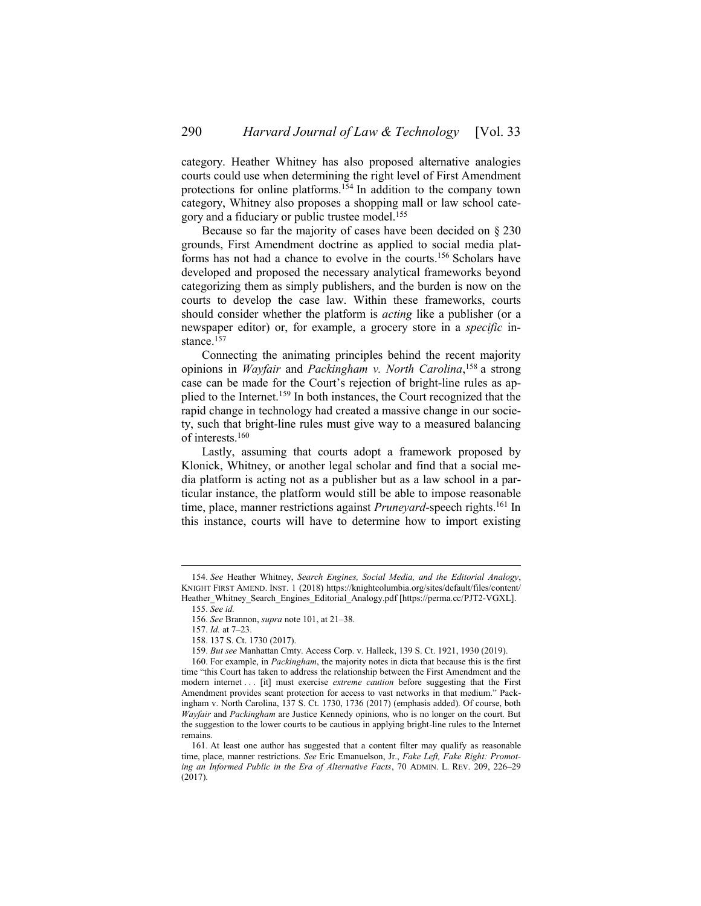category. Heather Whitney has also proposed alternative analogies courts could use when determining the right level of First Amendment protections for online platforms.[154] In addition to the company town category, Whitney also proposes a shopping mall or law school category and a fiduciary or public trustee model.[155]

Because so far the majority of cases have been decided on § 230 grounds, First Amendment doctrine as applied to social media platforms has not had a chance to evolve in the courts.[156] Scholars have developed and proposed the necessary analytical frameworks beyond categorizing them as simply publishers, and the burden is now on the courts to develop the case law. Within these frameworks, courts should consider whether the platform is *acting* like a publisher (or a newspaper editor) or, for example, a grocery store in a *specific* instance.[157]

Connecting the animating principles behind the recent majority opinions in *Wayfair* and *Packingham v. North Carolina*,[158] a strong case can be made for the Court's rejection of bright-line rules as applied to the Internet.[159] In both instances, the Court recognized that the rapid change in technology had created a massive change in our society, such that bright-line rules must give way to a measured balancing of interests.[160]

Lastly, assuming that courts adopt a framework proposed by Klonick, Whitney, or another legal scholar and find that a social media platform is acting not as a publisher but as a law school in a particular instance, the platform would still be able to impose reasonable time, place, manner restrictions against *Pruneyard*-speech rights.[161] In this instance, courts will have to determine how to import existing

---

154. *See* Heather Whitney, *Search Engines, Social Media, and the Editorial Analogy*, KNIGHT FIRST AMEND. INST. 1 (2018) https://knightcolumbia.org/sites/default/files/content/Heather_Whitney_Search_Engines_Editorial_Analogy.pdf [https://perma.cc/PJT2-VGXL].

155. *See id.*

156. *See* Brannon, *supra* note 101, at 21–38.

157. *Id.* at 7–23.

158. 137 S. Ct. 1730 (2017).

159. *But see* Manhattan Cmty. Access Corp. v. Halleck, 139 S. Ct. 1921, 1930 (2019).

160. For example, in *Packingham*, the majority notes in dicta that because this is the first time "this Court has taken to address the relationship between the First Amendment and the modern internet . . . [it] must exercise *extreme caution* before suggesting that the First Amendment provides scant protection for access to vast networks in that medium." Packingham v. North Carolina, 137 S. Ct. 1730, 1736 (2017) (emphasis added). Of course, both *Wayfair* and *Packingham* are Justice Kennedy opinions, who is no longer on the court. But the suggestion to the lower courts to be cautious in applying bright-line rules to the Internet remains.

161. At least one author has suggested that a content filter may qualify as reasonable time, place, manner restrictions. *See* Eric Emanuelson, Jr., *Fake Left, Fake Right: Promoting an Informed Public in the Era of Alternative Facts*, 70 ADMIN. L. REV. 209, 226–29 (2017).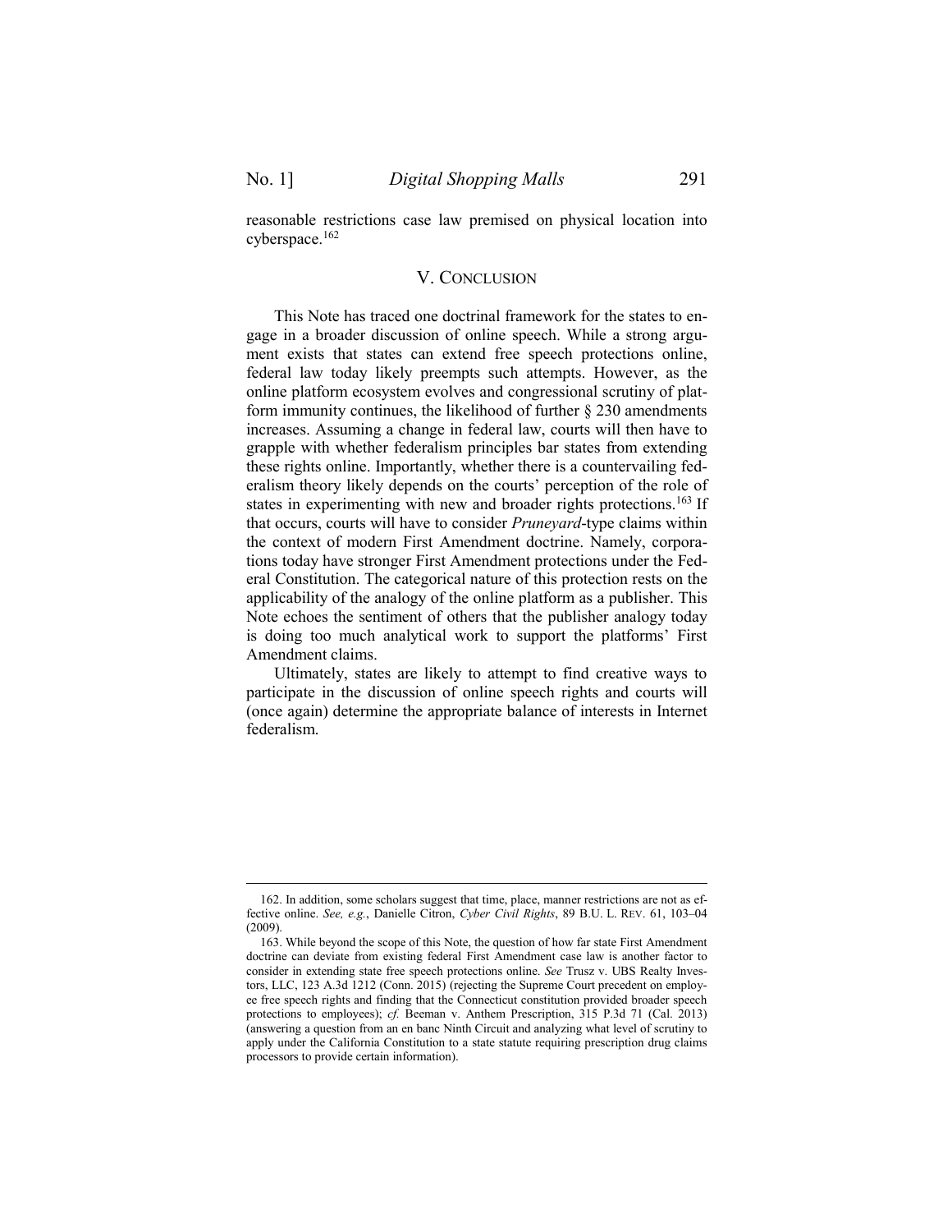reasonable restrictions case law premised on physical location into cyberspace.[162]

## V. CONCLUSION

This Note has traced one doctrinal framework for the states to engage in a broader discussion of online speech. While a strong argument exists that states can extend free speech protections online, federal law today likely preempts such attempts. However, as the online platform ecosystem evolves and congressional scrutiny of platform immunity continues, the likelihood of further § 230 amendments increases. Assuming a change in federal law, courts will then have to grapple with whether federalism principles bar states from extending these rights online. Importantly, whether there is a countervailing federalism theory likely depends on the courts' perception of the role of states in experimenting with new and broader rights protections.[163] If that occurs, courts will have to consider *Pruneyard*-type claims within the context of modern First Amendment doctrine. Namely, corporations today have stronger First Amendment protections under the Federal Constitution. The categorical nature of this protection rests on the applicability of the analogy of the online platform as a publisher. This Note echoes the sentiment of others that the publisher analogy today is doing too much analytical work to support the platforms' First Amendment claims.

Ultimately, states are likely to attempt to find creative ways to participate in the discussion of online speech rights and courts will (once again) determine the appropriate balance of interests in Internet federalism.

---

162. In addition, some scholars suggest that time, place, manner restrictions are not as effective online. *See, e.g.*, Danielle Citron, *Cyber Civil Rights*, 89 B.U. L. REV. 61, 103–04 (2009).

163. While beyond the scope of this Note, the question of how far state First Amendment doctrine can deviate from existing federal First Amendment case law is another factor to consider in extending state free speech protections online. *See* Trusz v. UBS Realty Investors, LLC, 123 A.3d 1212 (Conn. 2015) (rejecting the Supreme Court precedent on employee free speech rights and finding that the Connecticut constitution provided broader speech protections to employees); *cf.* Beeman v. Anthem Prescription, 315 P.3d 71 (Cal. 2013) (answering a question from an en banc Ninth Circuit and analyzing what level of scrutiny to apply under the California Constitution to a state statute requiring prescription drug claims processors to provide certain information).